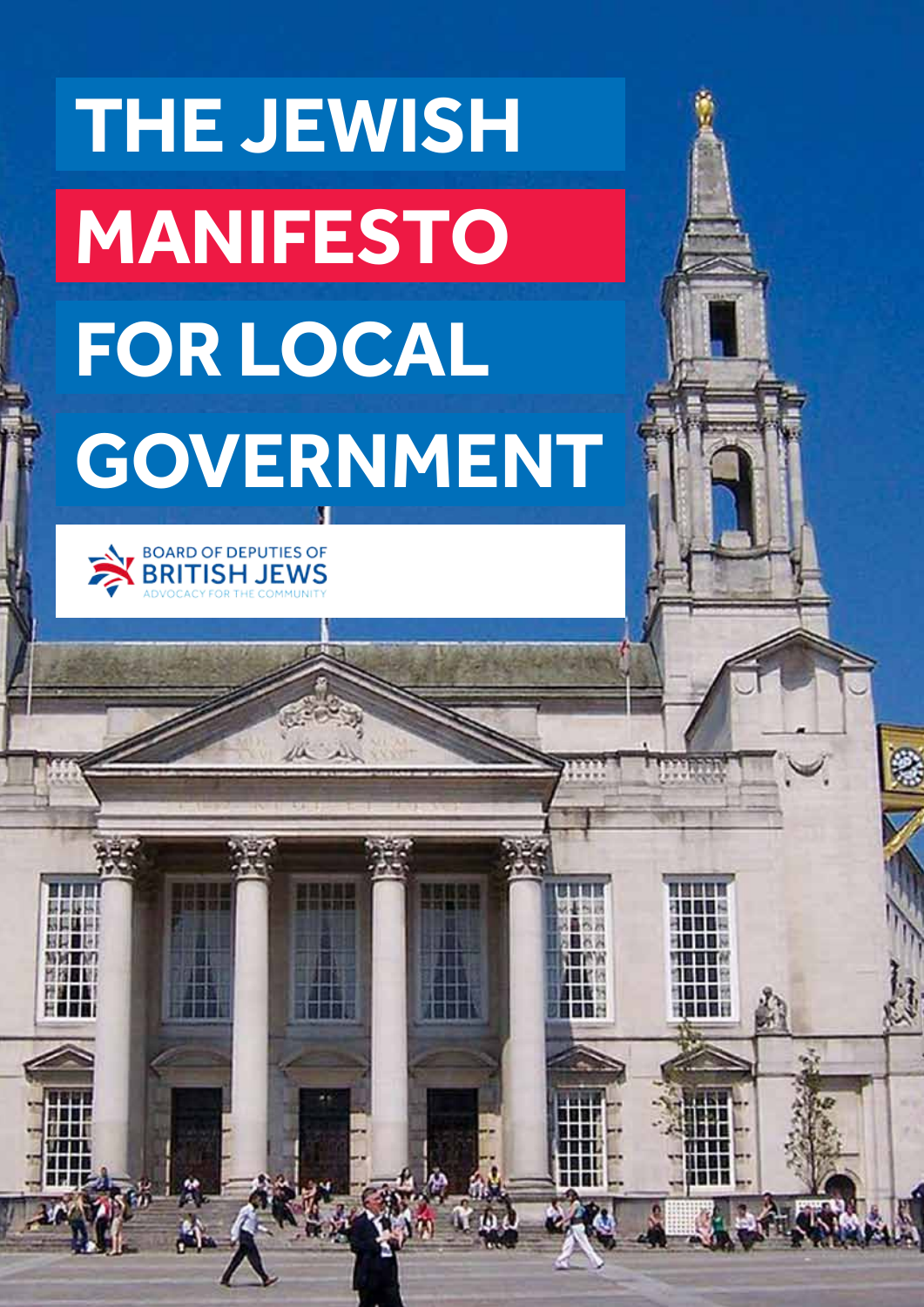# THE JEWISH MANIFESTO FOR LOCAL GOVERNMENT

BOARD OF DEPUTIES OF BRITISH JEWS

ADVOCACY FOR THE COMMUNITY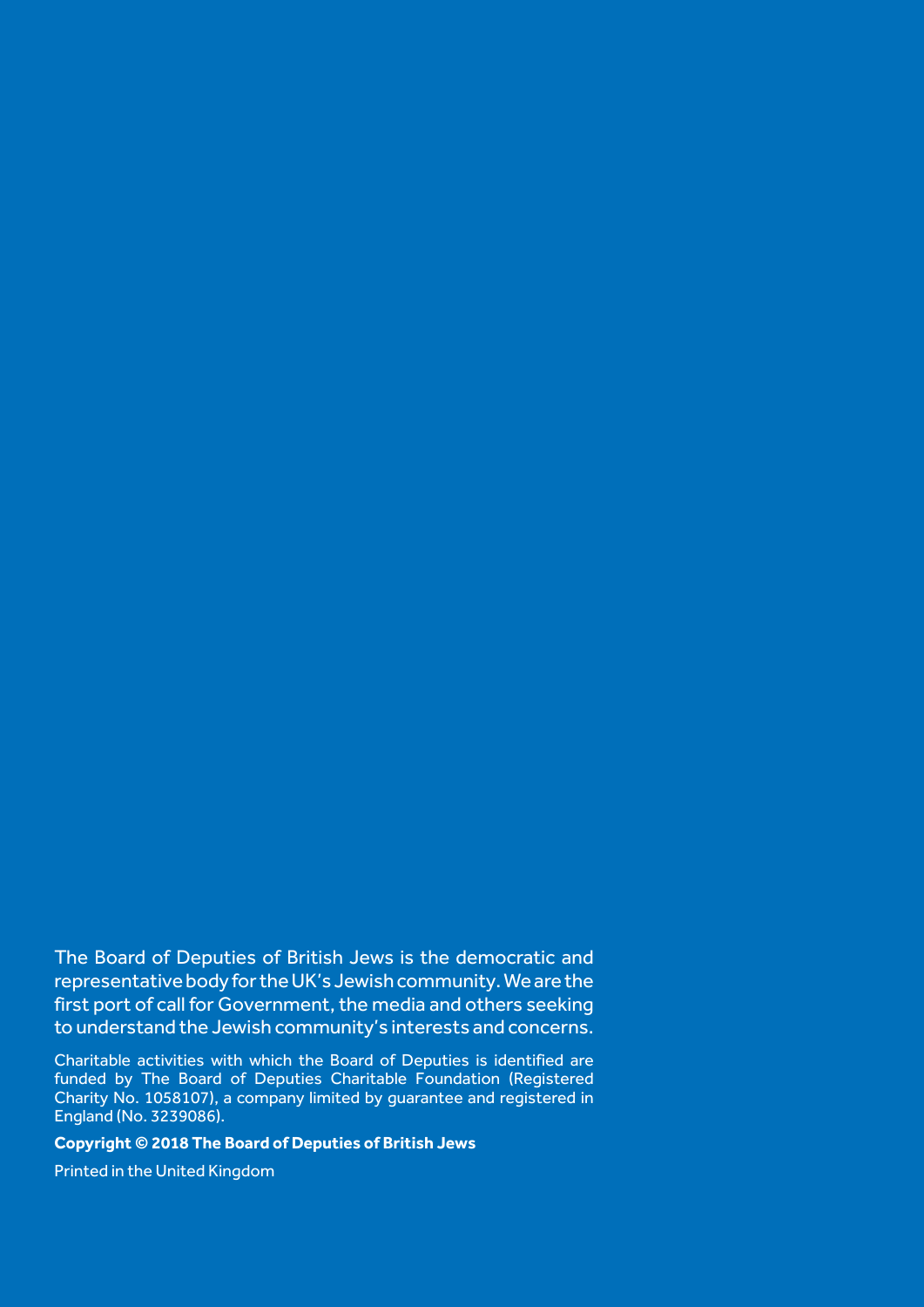The Board of Deputies of British Jews is the democratic and representative body for the UK's Jewish community. We are the first port of call for Government, the media and others seeking to understand the Jewish community's interests and concerns.

Charitable activities with which the Board of Deputies is identified are funded by The Board of Deputies Charitable Foundation (Registered Charity No. 1058107), a company limited by guarantee and registered in England (No. 3239086).

**Copyright © 2018 The Board of Deputies of British Jews**

Printed in the United Kingdom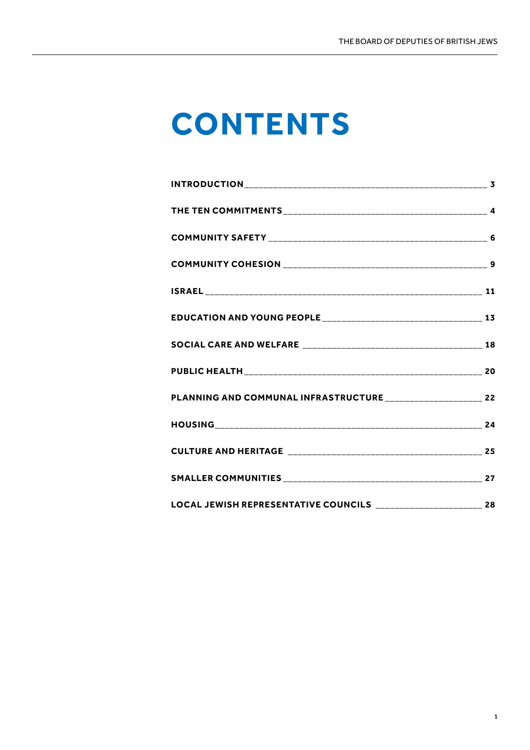# CONTENTS

| | |
|---|---|
| **INTRODUCTION** | **3** |
| **THE TEN COMMITMENTS** | **4** |
| **COMMUNITY SAFETY** | **6** |
| **COMMUNITY COHESION** | **9** |
| **ISRAEL** | **11** |
| **EDUCATION AND YOUNG PEOPLE** | **13** |
| **SOCIAL CARE AND WELFARE** | **18** |
| **PUBLIC HEALTH** | **20** |
| **PLANNING AND COMMUNAL INFRASTRUCTURE** | **22** |
| **HOUSING** | **24** |
| **CULTURE AND HERITAGE** | **25** |
| **SMALLER COMMUNITIES** | **27** |
| **LOCAL JEWISH REPRESENTATIVE COUNCILS** | **28** |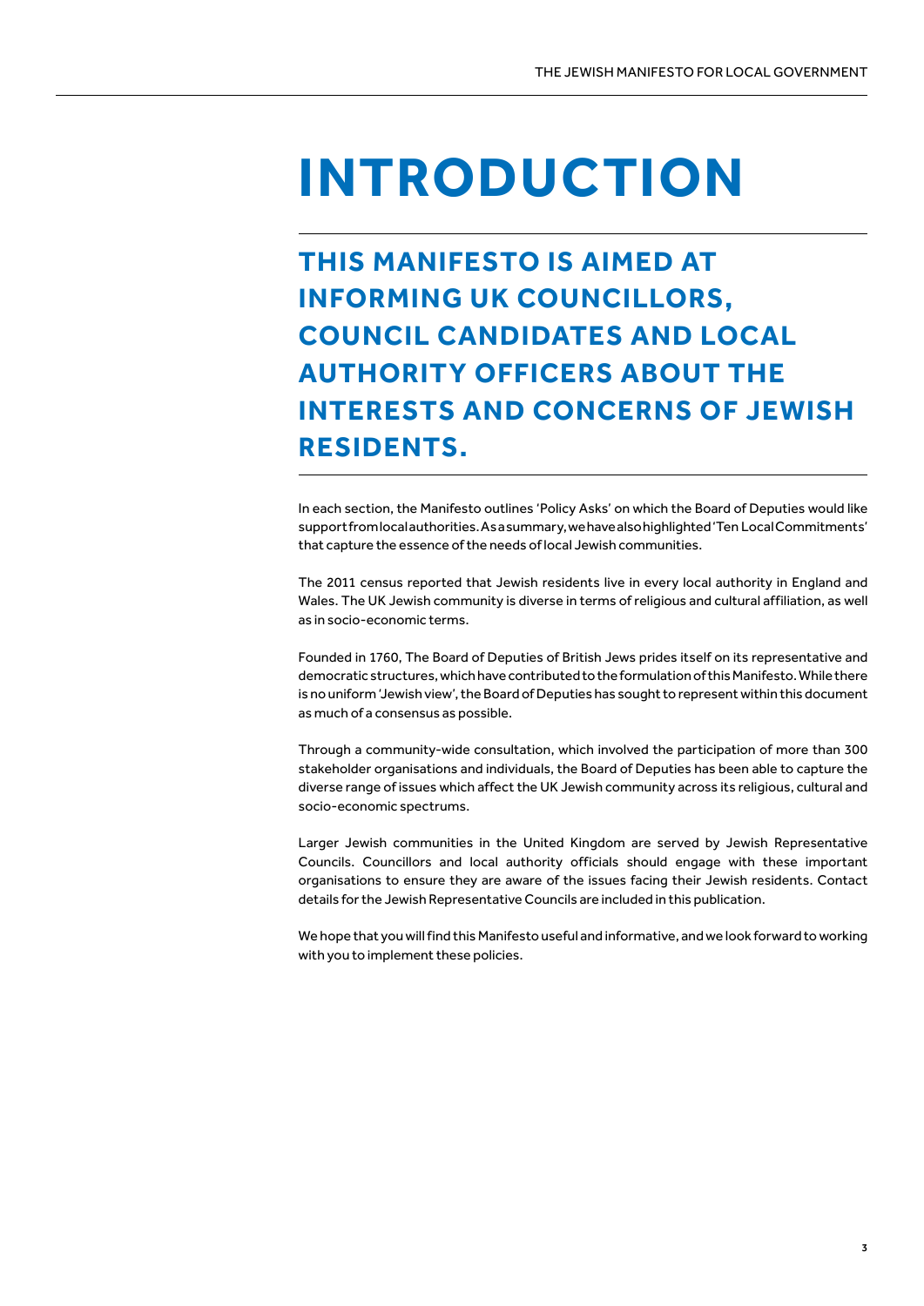# INTRODUCTION

## THIS MANIFESTO IS AIMED AT INFORMING UK COUNCILLORS, COUNCIL CANDIDATES AND LOCAL AUTHORITY OFFICERS ABOUT THE INTERESTS AND CONCERNS OF JEWISH RESIDENTS.

In each section, the Manifesto outlines 'Policy Asks' on which the Board of Deputies would like support from local authorities. As a summary, we have also highlighted 'Ten Local Commitments' that capture the essence of the needs of local Jewish communities.

The 2011 census reported that Jewish residents live in every local authority in England and Wales. The UK Jewish community is diverse in terms of religious and cultural affiliation, as well as in socio-economic terms.

Founded in 1760, The Board of Deputies of British Jews prides itself on its representative and democratic structures, which have contributed to the formulation of this Manifesto. While there is no uniform 'Jewish view', the Board of Deputies has sought to represent within this document as much of a consensus as possible.

Through a community-wide consultation, which involved the participation of more than 300 stakeholder organisations and individuals, the Board of Deputies has been able to capture the diverse range of issues which affect the UK Jewish community across its religious, cultural and socio-economic spectrums.

Larger Jewish communities in the United Kingdom are served by Jewish Representative Councils. Councillors and local authority officials should engage with these important organisations to ensure they are aware of the issues facing their Jewish residents. Contact details for the Jewish Representative Councils are included in this publication.

We hope that you will find this Manifesto useful and informative, and we look forward to working with you to implement these policies.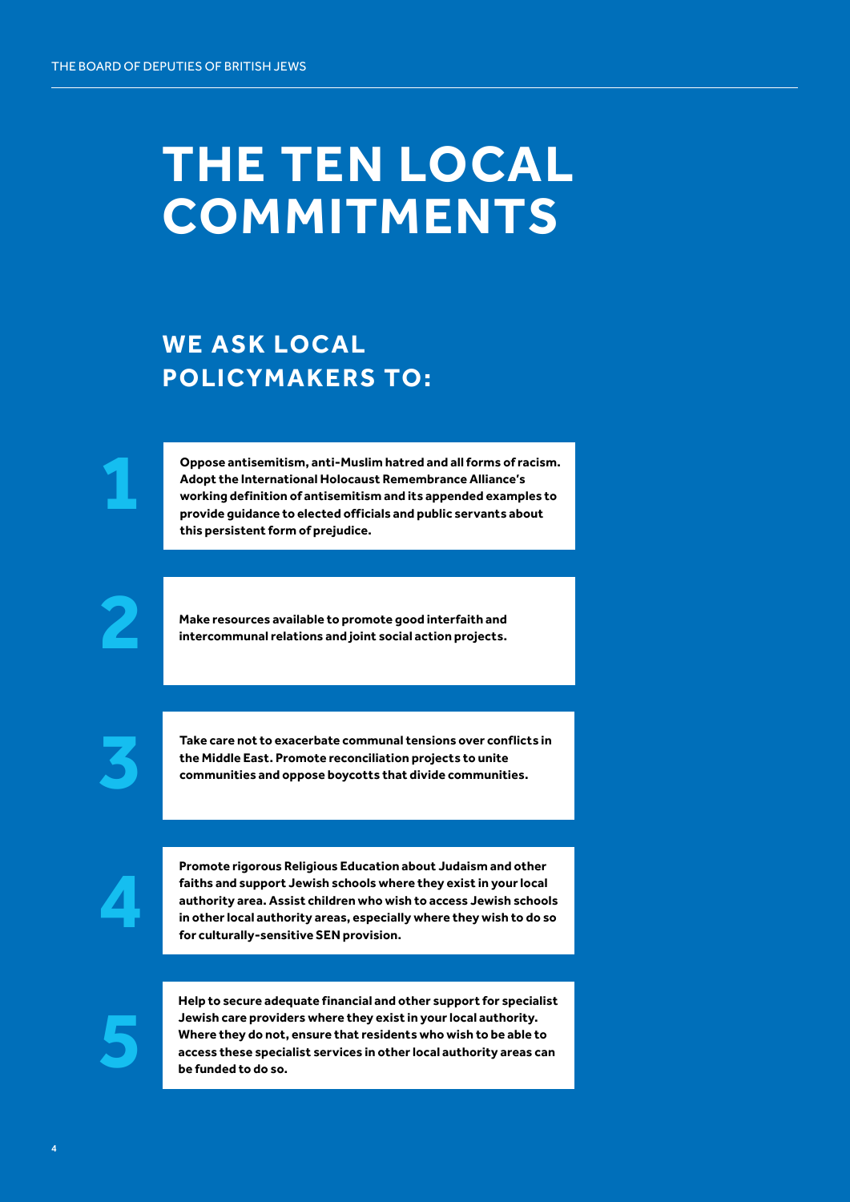# THE TEN LOCAL COMMITMENTS

## WE ASK LOCAL POLICYMAKERS TO:

1. **Oppose antisemitism, anti-Muslim hatred and all forms of racism. Adopt the International Holocaust Remembrance Alliance's working definition of antisemitism and its appended examples to provide guidance to elected officials and public servants about this persistent form of prejudice.**

2. **Make resources available to promote good interfaith and intercommunal relations and joint social action projects.**

3. **Take care not to exacerbate communal tensions over conflicts in the Middle East. Promote reconciliation projects to unite communities and oppose boycotts that divide communities.**

4. **Promote rigorous Religious Education about Judaism and other faiths and support Jewish schools where they exist in your local authority area. Assist children who wish to access Jewish schools in other local authority areas, especially where they wish to do so for culturally-sensitive SEN provision.**

5. **Help to secure adequate financial and other support for specialist Jewish care providers where they exist in your local authority. Where they do not, ensure that residents who wish to be able to access these specialist services in other local authority areas can be funded to do so.**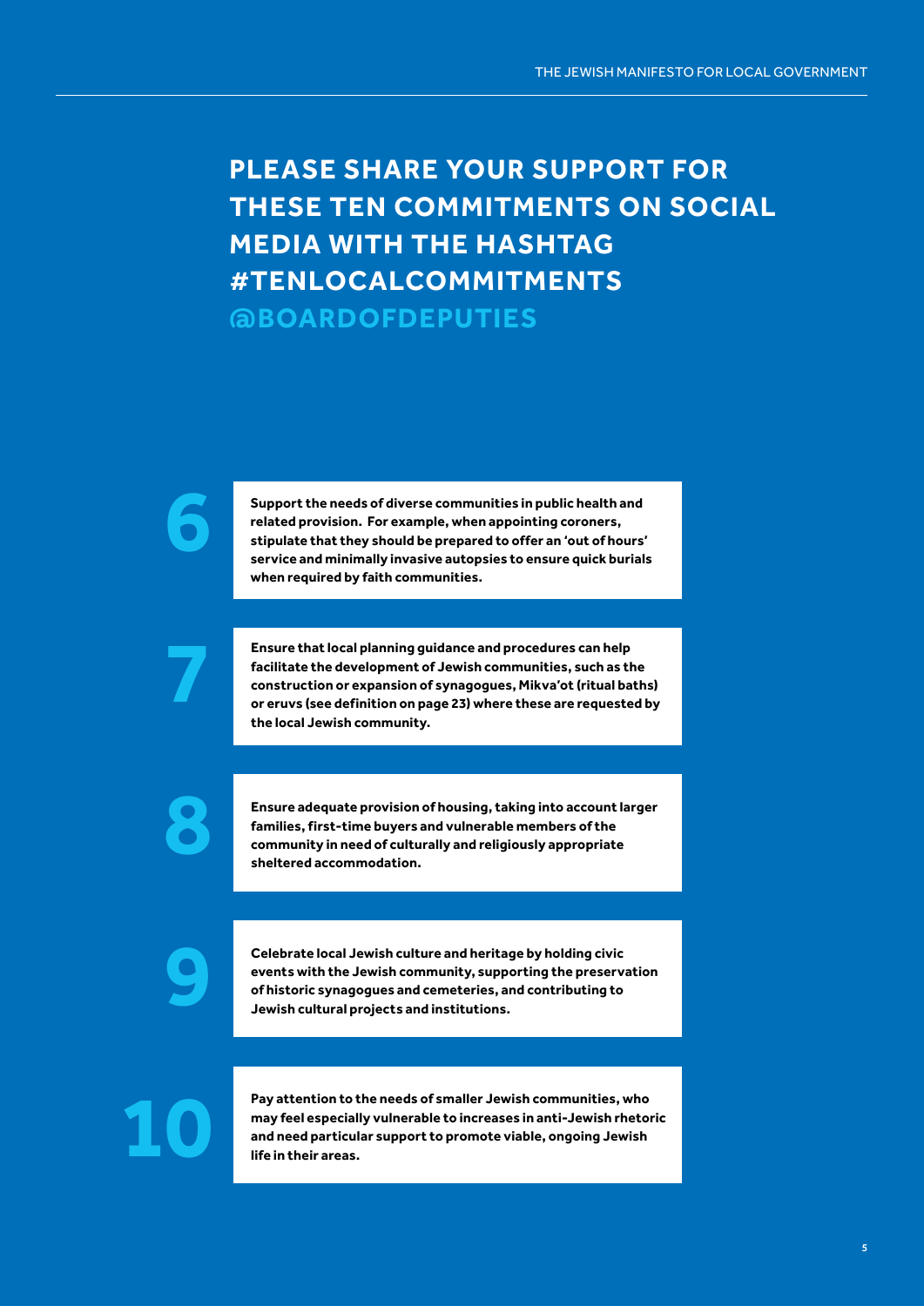## PLEASE SHARE YOUR SUPPORT FOR THESE TEN COMMITMENTS ON SOCIAL MEDIA WITH THE HASHTAG #TENLOCALCOMMITMENTS @BOARDOFDEPUTIES

**6** **Support the needs of diverse communities in public health and related provision. For example, when appointing coroners, stipulate that they should be prepared to offer an 'out of hours' service and minimally invasive autopsies to ensure quick burials when required by faith communities.**

**7** **Ensure that local planning guidance and procedures can help facilitate the development of Jewish communities, such as the construction or expansion of synagogues, Mikva'ot (ritual baths) or eruvs (see definition on page 23) where these are requested by the local Jewish community.**

**8** **Ensure adequate provision of housing, taking into account larger families, first-time buyers and vulnerable members of the community in need of culturally and religiously appropriate sheltered accommodation.**

**9** **Celebrate local Jewish culture and heritage by holding civic events with the Jewish community, supporting the preservation of historic synagogues and cemeteries, and contributing to Jewish cultural projects and institutions.**

**10** **Pay attention to the needs of smaller Jewish communities, who may feel especially vulnerable to increases in anti-Jewish rhetoric and need particular support to promote viable, ongoing Jewish life in their areas.**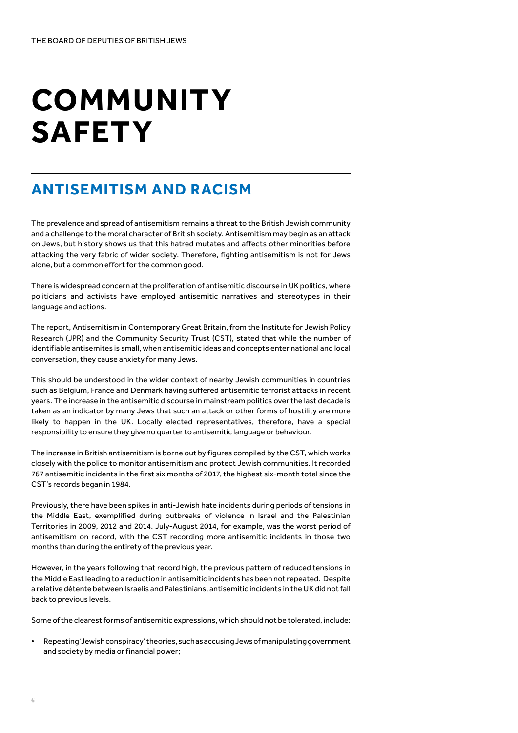# COMMUNITY SAFETY

## ANTISEMITISM AND RACISM

The prevalence and spread of antisemitism remains a threat to the British Jewish community and a challenge to the moral character of British society. Antisemitism may begin as an attack on Jews, but history shows us that this hatred mutates and affects other minorities before attacking the very fabric of wider society. Therefore, fighting antisemitism is not for Jews alone, but a common effort for the common good.

There is widespread concern at the proliferation of antisemitic discourse in UK politics, where politicians and activists have employed antisemitic narratives and stereotypes in their language and actions.

The report, Antisemitism in Contemporary Great Britain, from the Institute for Jewish Policy Research (JPR) and the Community Security Trust (CST), stated that while the number of identifiable antisemites is small, when antisemitic ideas and concepts enter national and local conversation, they cause anxiety for many Jews.

This should be understood in the wider context of nearby Jewish communities in countries such as Belgium, France and Denmark having suffered antisemitic terrorist attacks in recent years. The increase in the antisemitic discourse in mainstream politics over the last decade is taken as an indicator by many Jews that such an attack or other forms of hostility are more likely to happen in the UK. Locally elected representatives, therefore, have a special responsibility to ensure they give no quarter to antisemitic language or behaviour.

The increase in British antisemitism is borne out by figures compiled by the CST, which works closely with the police to monitor antisemitism and protect Jewish communities. It recorded 767 antisemitic incidents in the first six months of 2017, the highest six-month total since the CST's records began in 1984.

Previously, there have been spikes in anti-Jewish hate incidents during periods of tensions in the Middle East, exemplified during outbreaks of violence in Israel and the Palestinian Territories in 2009, 2012 and 2014. July-August 2014, for example, was the worst period of antisemitism on record, with the CST recording more antisemitic incidents in those two months than during the entirety of the previous year.

However, in the years following that record high, the previous pattern of reduced tensions in the Middle East leading to a reduction in antisemitic incidents has been not repeated. Despite a relative détente between Israelis and Palestinians, antisemitic incidents in the UK did not fall back to previous levels.

Some of the clearest forms of antisemitic expressions, which should not be tolerated, include:

- Repeating 'Jewish conspiracy' theories, such as accusing Jews of manipulating government and society by media or financial power;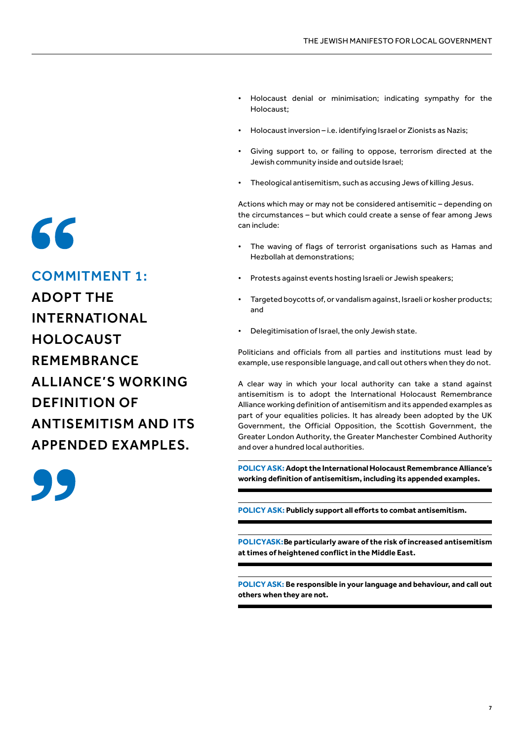## COMMITMENT 1: ADOPT THE INTERNATIONAL HOLOCAUST REMEMBRANCE ALLIANCE'S WORKING DEFINITION OF ANTISEMITISM AND ITS APPENDED EXAMPLES.

- Holocaust denial or minimisation; indicating sympathy for the Holocaust;
- Holocaust inversion – i.e. identifying Israel or Zionists as Nazis;
- Giving support to, or failing to oppose, terrorism directed at the Jewish community inside and outside Israel;
- Theological antisemitism, such as accusing Jews of killing Jesus.

Actions which may or may not be considered antisemitic – depending on the circumstances – but which could create a sense of fear among Jews can include:

- The waving of flags of terrorist organisations such as Hamas and Hezbollah at demonstrations;
- Protests against events hosting Israeli or Jewish speakers;
- Targeted boycotts of, or vandalism against, Israeli or kosher products; and
- Delegitimisation of Israel, the only Jewish state.

Politicians and officials from all parties and institutions must lead by example, use responsible language, and call out others when they do not.

A clear way in which your local authority can take a stand against antisemitism is to adopt the International Holocaust Remembrance Alliance working definition of antisemitism and its appended examples as part of your equalities policies. It has already been adopted by the UK Government, the Official Opposition, the Scottish Government, the Greater London Authority, the Greater Manchester Combined Authority and over a hundred local authorities.

**POLICY ASK: Adopt the International Holocaust Remembrance Alliance's working definition of antisemitism, including its appended examples.**

**POLICY ASK: Publicly support all efforts to combat antisemitism.**

**POLICY ASK: Be particularly aware of the risk of increased antisemitism at times of heightened conflict in the Middle East.**

**POLICY ASK: Be responsible in your language and behaviour, and call out others when they are not.**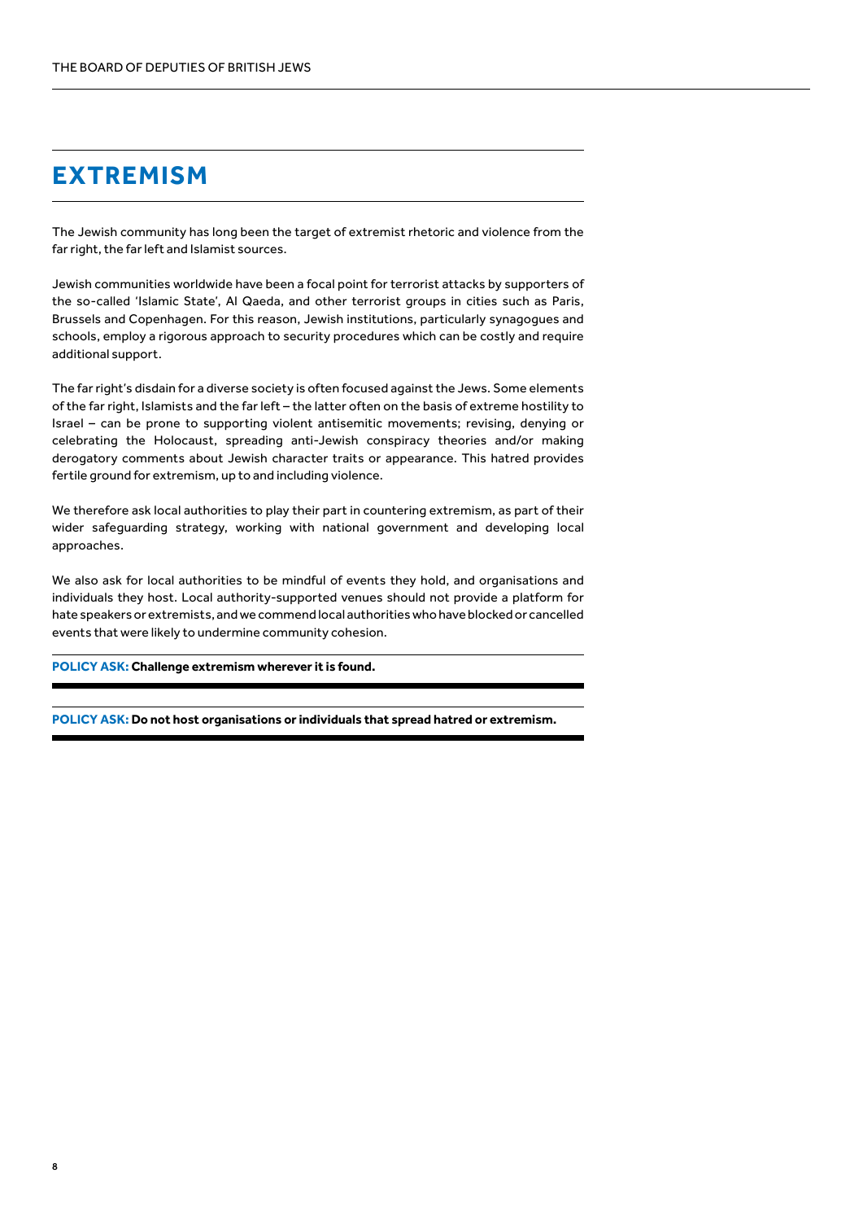# EXTREMISM

The Jewish community has long been the target of extremist rhetoric and violence from the far right, the far left and Islamist sources.

Jewish communities worldwide have been a focal point for terrorist attacks by supporters of the so-called 'Islamic State', Al Qaeda, and other terrorist groups in cities such as Paris, Brussels and Copenhagen. For this reason, Jewish institutions, particularly synagogues and schools, employ a rigorous approach to security procedures which can be costly and require additional support.

The far right's disdain for a diverse society is often focused against the Jews. Some elements of the far right, Islamists and the far left – the latter often on the basis of extreme hostility to Israel – can be prone to supporting violent antisemitic movements; revising, denying or celebrating the Holocaust, spreading anti-Jewish conspiracy theories and/or making derogatory comments about Jewish character traits or appearance. This hatred provides fertile ground for extremism, up to and including violence.

We therefore ask local authorities to play their part in countering extremism, as part of their wider safeguarding strategy, working with national government and developing local approaches.

We also ask for local authorities to be mindful of events they hold, and organisations and individuals they host. Local authority-supported venues should not provide a platform for hate speakers or extremists, and we commend local authorities who have blocked or cancelled events that were likely to undermine community cohesion.

**POLICY ASK: Challenge extremism wherever it is found.**

**POLICY ASK: Do not host organisations or individuals that spread hatred or extremism.**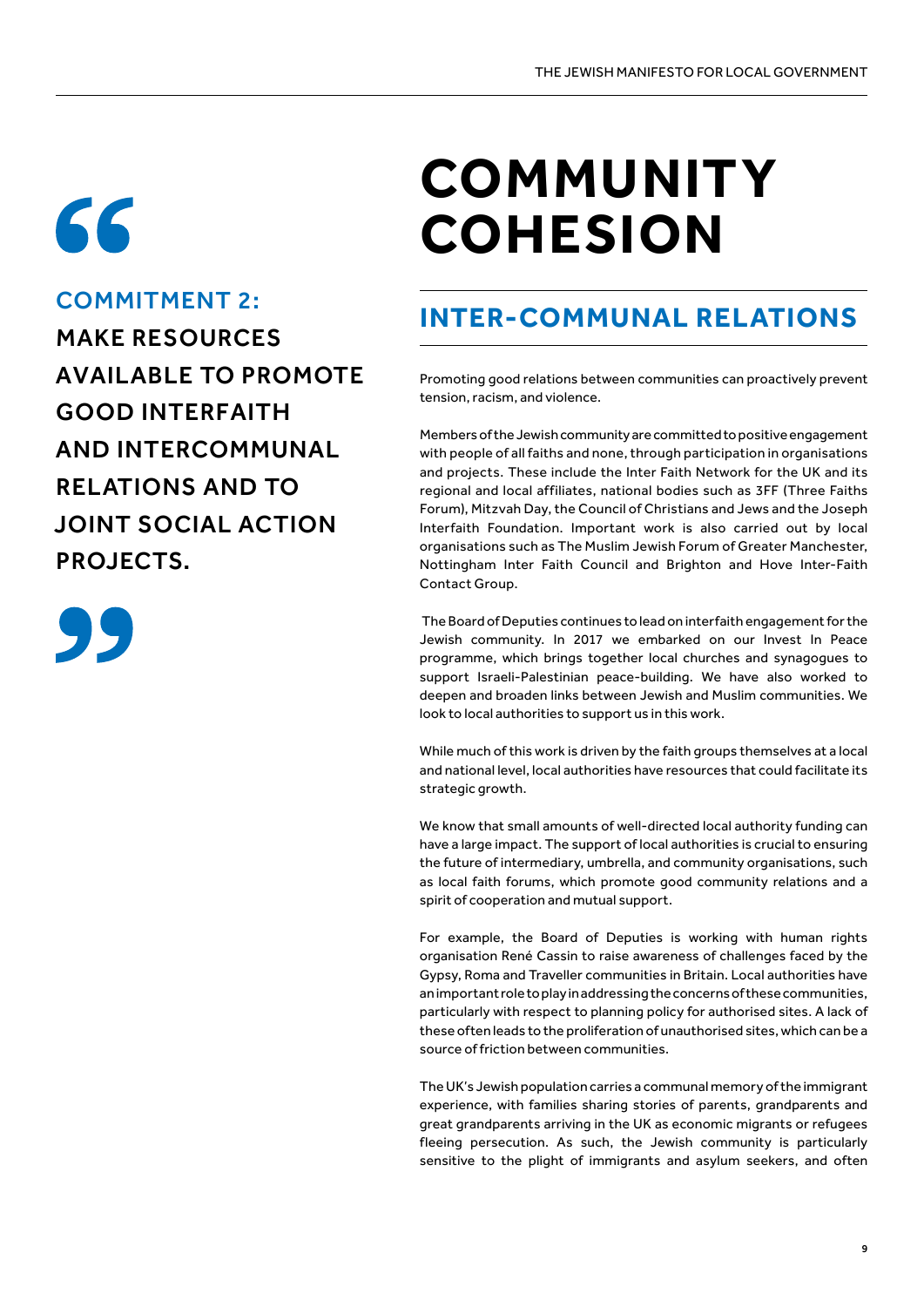# COMMUNITY COHESION

> **COMMITMENT 2:**
> **MAKE RESOURCES AVAILABLE TO PROMOTE GOOD INTERFAITH AND INTERCOMMUNAL RELATIONS AND TO JOINT SOCIAL ACTION PROJECTS.**

## INTER-COMMUNAL RELATIONS

Promoting good relations between communities can proactively prevent tension, racism, and violence.

Members of the Jewish community are committed to positive engagement with people of all faiths and none, through participation in organisations and projects. These include the Inter Faith Network for the UK and its regional and local affiliates, national bodies such as 3FF (Three Faiths Forum), Mitzvah Day, the Council of Christians and Jews and the Joseph Interfaith Foundation. Important work is also carried out by local organisations such as The Muslim Jewish Forum of Greater Manchester, Nottingham Inter Faith Council and Brighton and Hove Inter-Faith Contact Group.

The Board of Deputies continues to lead on interfaith engagement for the Jewish community. In 2017 we embarked on our Invest In Peace programme, which brings together local churches and synagogues to support Israeli-Palestinian peace-building. We have also worked to deepen and broaden links between Jewish and Muslim communities. We look to local authorities to support us in this work.

While much of this work is driven by the faith groups themselves at a local and national level, local authorities have resources that could facilitate its strategic growth.

We know that small amounts of well-directed local authority funding can have a large impact. The support of local authorities is crucial to ensuring the future of intermediary, umbrella, and community organisations, such as local faith forums, which promote good community relations and a spirit of cooperation and mutual support.

For example, the Board of Deputies is working with human rights organisation René Cassin to raise awareness of challenges faced by the Gypsy, Roma and Traveller communities in Britain. Local authorities have an important role to play in addressing the concerns of these communities, particularly with respect to planning policy for authorised sites. A lack of these often leads to the proliferation of unauthorised sites, which can be a source of friction between communities.

The UK's Jewish population carries a communal memory of the immigrant experience, with families sharing stories of parents, grandparents and great grandparents arriving in the UK as economic migrants or refugees fleeing persecution. As such, the Jewish community is particularly sensitive to the plight of immigrants and asylum seekers, and often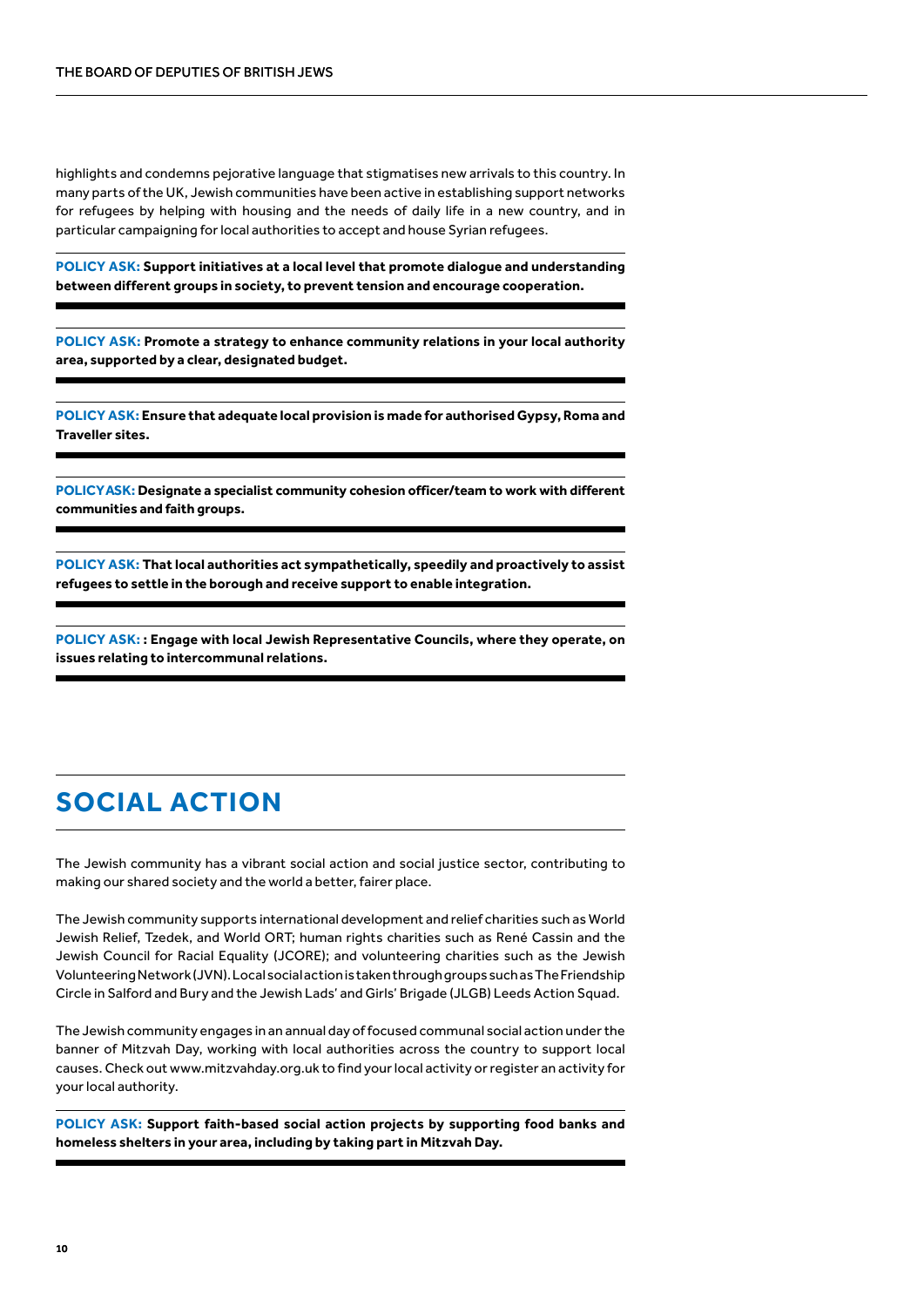highlights and condemns pejorative language that stigmatises new arrivals to this country. In many parts of the UK, Jewish communities have been active in establishing support networks for refugees by helping with housing and the needs of daily life in a new country, and in particular campaigning for local authorities to accept and house Syrian refugees.

**POLICY ASK: Support initiatives at a local level that promote dialogue and understanding between different groups in society, to prevent tension and encourage cooperation.**

**POLICY ASK: Promote a strategy to enhance community relations in your local authority area, supported by a clear, designated budget.**

**POLICY ASK: Ensure that adequate local provision is made for authorised Gypsy, Roma and Traveller sites.**

**POLICY ASK: Designate a specialist community cohesion officer/team to work with different communities and faith groups.**

**POLICY ASK: That local authorities act sympathetically, speedily and proactively to assist refugees to settle in the borough and receive support to enable integration.**

**POLICY ASK: : Engage with local Jewish Representative Councils, where they operate, on issues relating to intercommunal relations.**

## SOCIAL ACTION

The Jewish community has a vibrant social action and social justice sector, contributing to making our shared society and the world a better, fairer place.

The Jewish community supports international development and relief charities such as World Jewish Relief, Tzedek, and World ORT; human rights charities such as René Cassin and the Jewish Council for Racial Equality (JCORE); and volunteering charities such as the Jewish Volunteering Network (JVN). Local social action is taken through groups such as The Friendship Circle in Salford and Bury and the Jewish Lads' and Girls' Brigade (JLGB) Leeds Action Squad.

The Jewish community engages in an annual day of focused communal social action under the banner of Mitzvah Day, working with local authorities across the country to support local causes. Check out www.mitzvahday.org.uk to find your local activity or register an activity for your local authority.

**POLICY ASK: Support faith-based social action projects by supporting food banks and homeless shelters in your area, including by taking part in Mitzvah Day.**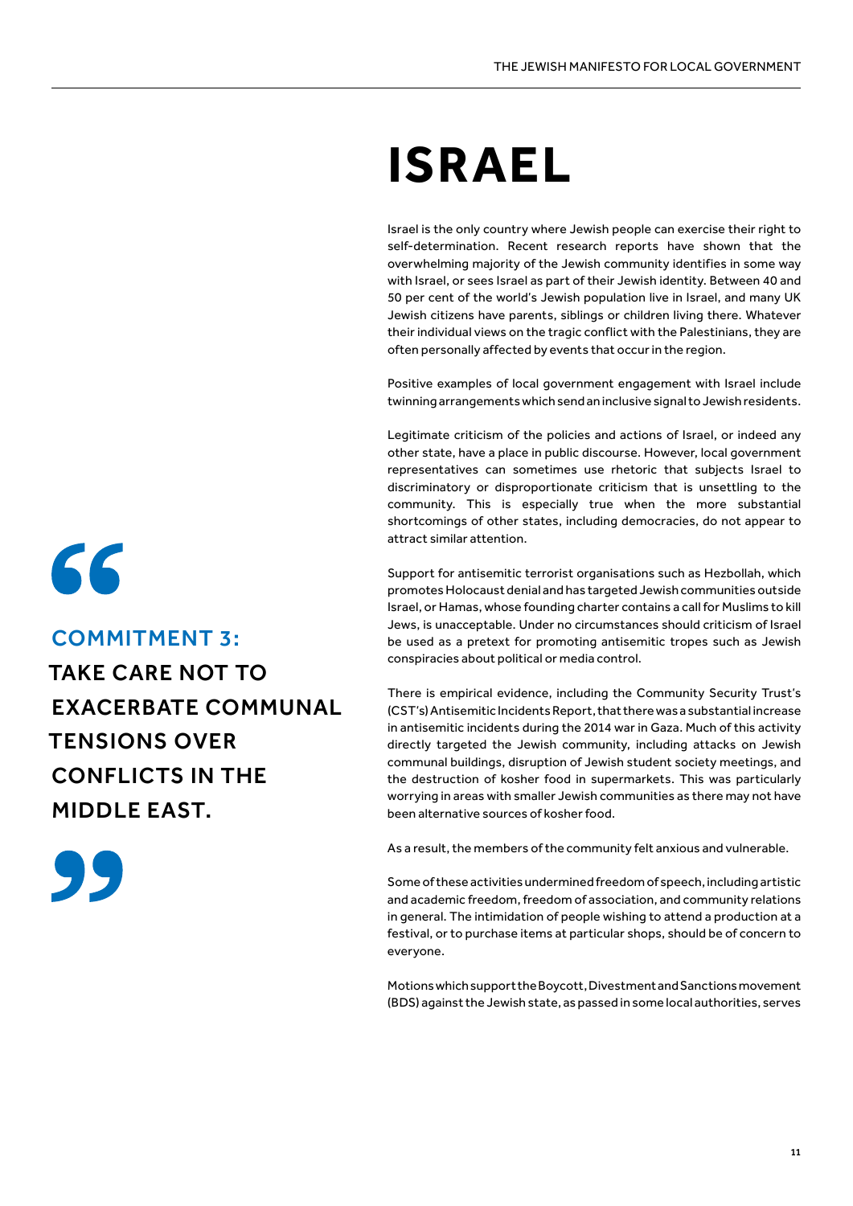# ISRAEL

> **COMMITMENT 3:**
> **TAKE CARE NOT TO EXACERBATE COMMUNAL TENSIONS OVER CONFLICTS IN THE MIDDLE EAST.**

Israel is the only country where Jewish people can exercise their right to self-determination. Recent research reports have shown that the overwhelming majority of the Jewish community identifies in some way with Israel, or sees Israel as part of their Jewish identity. Between 40 and 50 per cent of the world's Jewish population live in Israel, and many UK Jewish citizens have parents, siblings or children living there. Whatever their individual views on the tragic conflict with the Palestinians, they are often personally affected by events that occur in the region.

Positive examples of local government engagement with Israel include twinning arrangements which send an inclusive signal to Jewish residents.

Legitimate criticism of the policies and actions of Israel, or indeed any other state, have a place in public discourse. However, local government representatives can sometimes use rhetoric that subjects Israel to discriminatory or disproportionate criticism that is unsettling to the community. This is especially true when the more substantial shortcomings of other states, including democracies, do not appear to attract similar attention.

Support for antisemitic terrorist organisations such as Hezbollah, which promotes Holocaust denial and has targeted Jewish communities outside Israel, or Hamas, whose founding charter contains a call for Muslims to kill Jews, is unacceptable. Under no circumstances should criticism of Israel be used as a pretext for promoting antisemitic tropes such as Jewish conspiracies about political or media control.

There is empirical evidence, including the Community Security Trust's (CST's) Antisemitic Incidents Report, that there was a substantial increase in antisemitic incidents during the 2014 war in Gaza. Much of this activity directly targeted the Jewish community, including attacks on Jewish communal buildings, disruption of Jewish student society meetings, and the destruction of kosher food in supermarkets. This was particularly worrying in areas with smaller Jewish communities as there may not have been alternative sources of kosher food.

As a result, the members of the community felt anxious and vulnerable.

Some of these activities undermined freedom of speech, including artistic and academic freedom, freedom of association, and community relations in general. The intimidation of people wishing to attend a production at a festival, or to purchase items at particular shops, should be of concern to everyone.

Motions which support the Boycott, Divestment and Sanctions movement (BDS) against the Jewish state, as passed in some local authorities, serves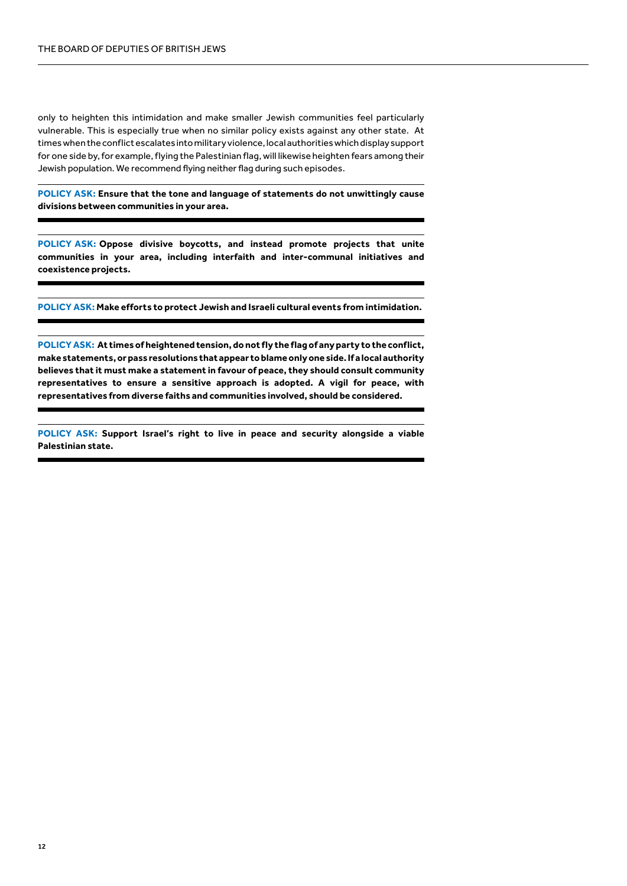only to heighten this intimidation and make smaller Jewish communities feel particularly vulnerable. This is especially true when no similar policy exists against any other state. At times when the conflict escalates into military violence, local authorities which display support for one side by, for example, flying the Palestinian flag, will likewise heighten fears among their Jewish population. We recommend flying neither flag during such episodes.

---

**POLICY ASK: Ensure that the tone and language of statements do not unwittingly cause divisions between communities in your area.**

---

**POLICY ASK: Oppose divisive boycotts, and instead promote projects that unite communities in your area, including interfaith and inter-communal initiatives and coexistence projects.**

---

**POLICY ASK: Make efforts to protect Jewish and Israeli cultural events from intimidation.**

---

**POLICY ASK: At times of heightened tension, do not fly the flag of any party to the conflict, make statements, or pass resolutions that appear to blame only one side. If a local authority believes that it must make a statement in favour of peace, they should consult community representatives to ensure a sensitive approach is adopted. A vigil for peace, with representatives from diverse faiths and communities involved, should be considered.**

---

**POLICY ASK: Support Israel's right to live in peace and security alongside a viable Palestinian state.**

---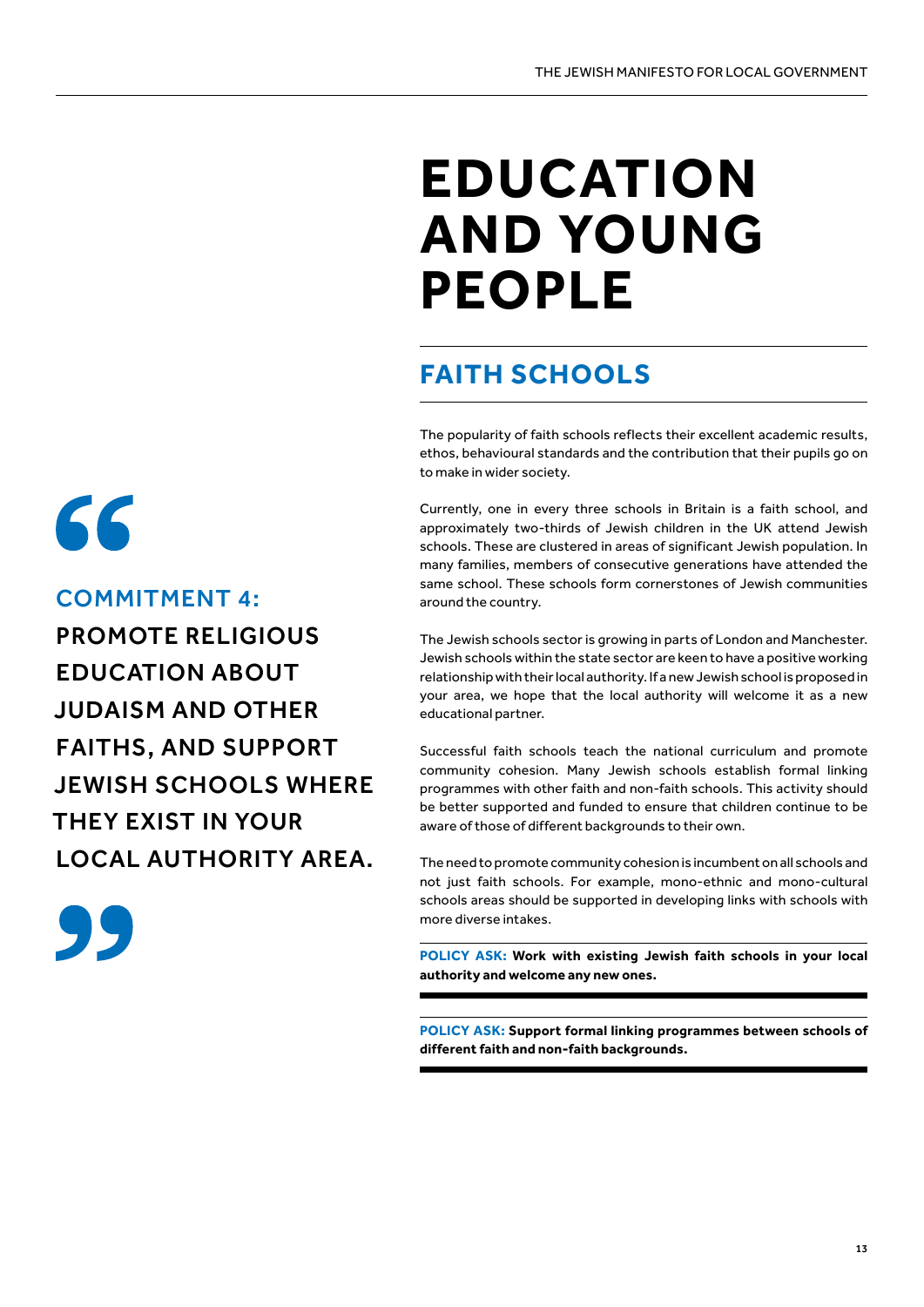# EDUCATION AND YOUNG PEOPLE

## FAITH SCHOOLS

The popularity of faith schools reflects their excellent academic results, ethos, behavioural standards and the contribution that their pupils go on to make in wider society.

Currently, one in every three schools in Britain is a faith school, and approximately two-thirds of Jewish children in the UK attend Jewish schools. These are clustered in areas of significant Jewish population. In many families, members of consecutive generations have attended the same school. These schools form cornerstones of Jewish communities around the country.

The Jewish schools sector is growing in parts of London and Manchester. Jewish schools within the state sector are keen to have a positive working relationship with their local authority. If a new Jewish school is proposed in your area, we hope that the local authority will welcome it as a new educational partner.

Successful faith schools teach the national curriculum and promote community cohesion. Many Jewish schools establish formal linking programmes with other faith and non-faith schools. This activity should be better supported and funded to ensure that children continue to be aware of those of different backgrounds to their own.

The need to promote community cohesion is incumbent on all schools and not just faith schools. For example, mono-ethnic and mono-cultural schools areas should be supported in developing links with schools with more diverse intakes.

**POLICY ASK: Work with existing Jewish faith schools in your local authority and welcome any new ones.**

**POLICY ASK: Support formal linking programmes between schools of different faith and non-faith backgrounds.**

> **COMMITMENT 4:**
> **PROMOTE RELIGIOUS EDUCATION ABOUT JUDAISM AND OTHER FAITHS, AND SUPPORT JEWISH SCHOOLS WHERE THEY EXIST IN YOUR LOCAL AUTHORITY AREA.**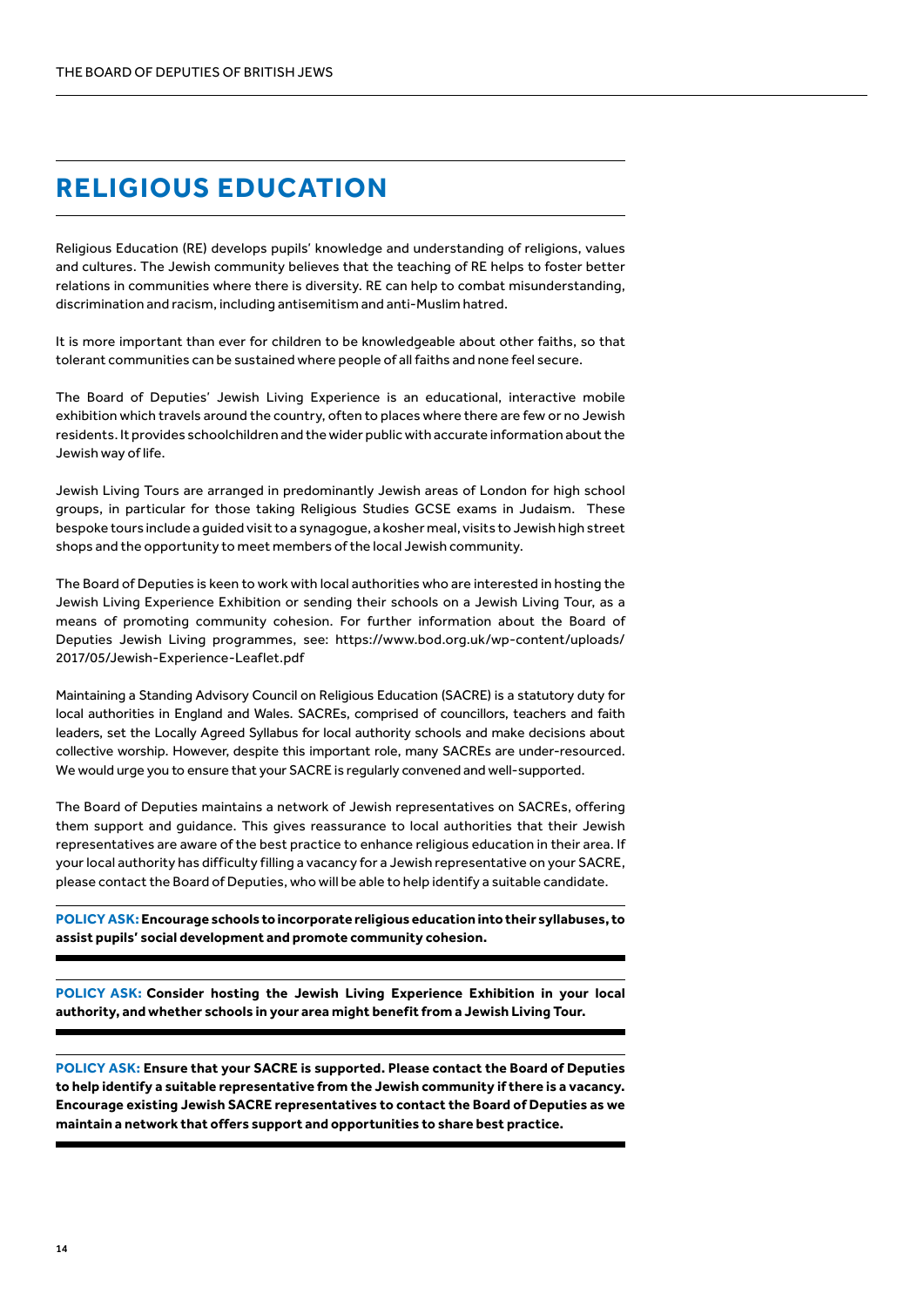# RELIGIOUS EDUCATION

Religious Education (RE) develops pupils' knowledge and understanding of religions, values and cultures. The Jewish community believes that the teaching of RE helps to foster better relations in communities where there is diversity. RE can help to combat misunderstanding, discrimination and racism, including antisemitism and anti-Muslim hatred.

It is more important than ever for children to be knowledgeable about other faiths, so that tolerant communities can be sustained where people of all faiths and none feel secure.

The Board of Deputies' Jewish Living Experience is an educational, interactive mobile exhibition which travels around the country, often to places where there are few or no Jewish residents. It provides schoolchildren and the wider public with accurate information about the Jewish way of life.

Jewish Living Tours are arranged in predominantly Jewish areas of London for high school groups, in particular for those taking Religious Studies GCSE exams in Judaism. These bespoke tours include a guided visit to a synagogue, a kosher meal, visits to Jewish high street shops and the opportunity to meet members of the local Jewish community.

The Board of Deputies is keen to work with local authorities who are interested in hosting the Jewish Living Experience Exhibition or sending their schools on a Jewish Living Tour, as a means of promoting community cohesion. For further information about the Board of Deputies Jewish Living programmes, see: https://www.bod.org.uk/wp-content/uploads/2017/05/Jewish-Experience-Leaflet.pdf

Maintaining a Standing Advisory Council on Religious Education (SACRE) is a statutory duty for local authorities in England and Wales. SACREs, comprised of councillors, teachers and faith leaders, set the Locally Agreed Syllabus for local authority schools and make decisions about collective worship. However, despite this important role, many SACREs are under-resourced. We would urge you to ensure that your SACRE is regularly convened and well-supported.

The Board of Deputies maintains a network of Jewish representatives on SACREs, offering them support and guidance. This gives reassurance to local authorities that their Jewish representatives are aware of the best practice to enhance religious education in their area. If your local authority has difficulty filling a vacancy for a Jewish representative on your SACRE, please contact the Board of Deputies, who will be able to help identify a suitable candidate.

**POLICY ASK: Encourage schools to incorporate religious education into their syllabuses, to assist pupils' social development and promote community cohesion.**

**POLICY ASK: Consider hosting the Jewish Living Experience Exhibition in your local authority, and whether schools in your area might benefit from a Jewish Living Tour.**

**POLICY ASK: Ensure that your SACRE is supported. Please contact the Board of Deputies to help identify a suitable representative from the Jewish community if there is a vacancy. Encourage existing Jewish SACRE representatives to contact the Board of Deputies as we maintain a network that offers support and opportunities to share best practice.**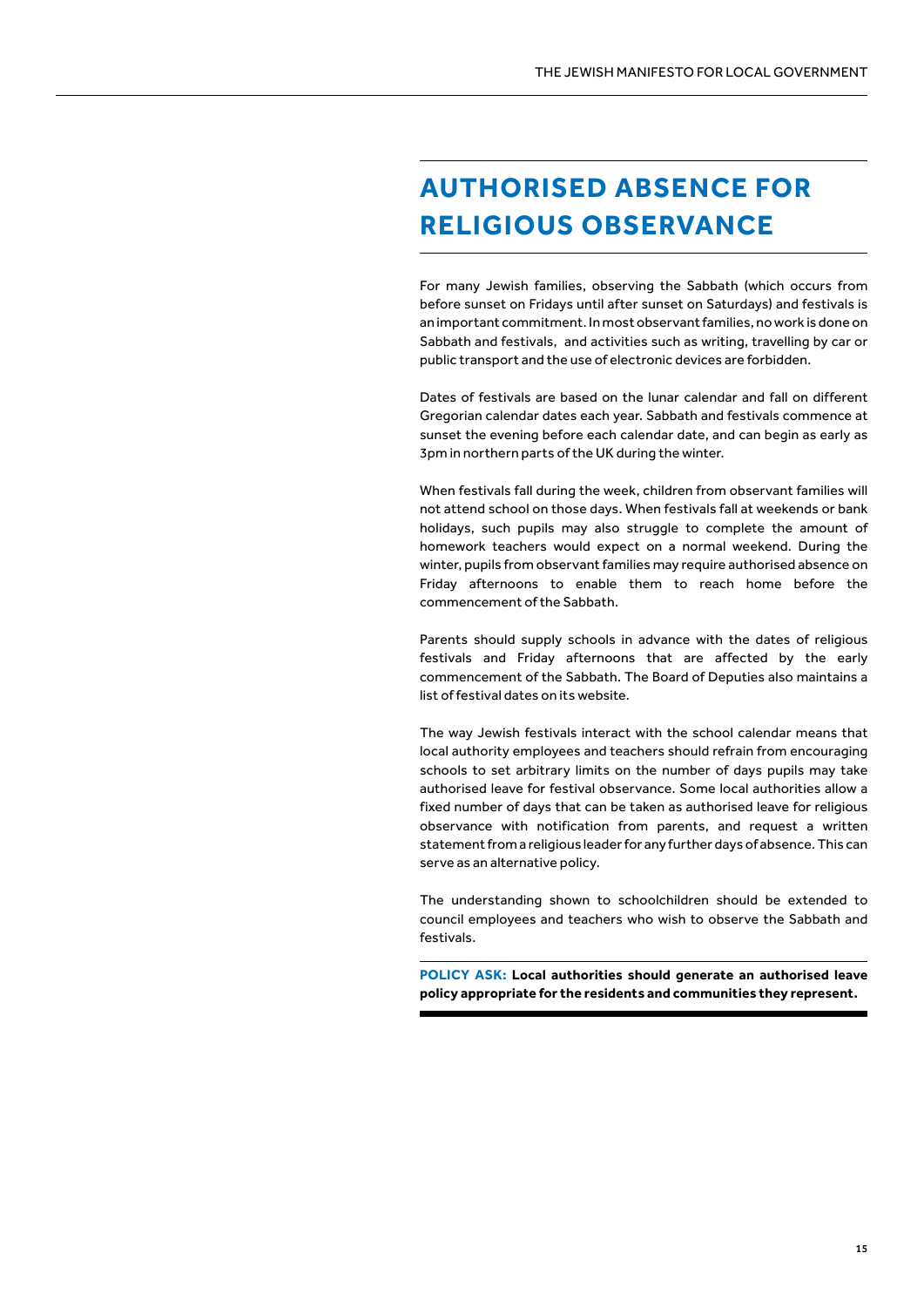# AUTHORISED ABSENCE FOR RELIGIOUS OBSERVANCE

For many Jewish families, observing the Sabbath (which occurs from before sunset on Fridays until after sunset on Saturdays) and festivals is an important commitment. In most observant families, no work is done on Sabbath and festivals, and activities such as writing, travelling by car or public transport and the use of electronic devices are forbidden.

Dates of festivals are based on the lunar calendar and fall on different Gregorian calendar dates each year. Sabbath and festivals commence at sunset the evening before each calendar date, and can begin as early as 3pm in northern parts of the UK during the winter.

When festivals fall during the week, children from observant families will not attend school on those days. When festivals fall at weekends or bank holidays, such pupils may also struggle to complete the amount of homework teachers would expect on a normal weekend. During the winter, pupils from observant families may require authorised absence on Friday afternoons to enable them to reach home before the commencement of the Sabbath.

Parents should supply schools in advance with the dates of religious festivals and Friday afternoons that are affected by the early commencement of the Sabbath. The Board of Deputies also maintains a list of festival dates on its website.

The way Jewish festivals interact with the school calendar means that local authority employees and teachers should refrain from encouraging schools to set arbitrary limits on the number of days pupils may take authorised leave for festival observance. Some local authorities allow a fixed number of days that can be taken as authorised leave for religious observance with notification from parents, and request a written statement from a religious leader for any further days of absence. This can serve as an alternative policy.

The understanding shown to schoolchildren should be extended to council employees and teachers who wish to observe the Sabbath and festivals.

**POLICY ASK: Local authorities should generate an authorised leave policy appropriate for the residents and communities they represent.**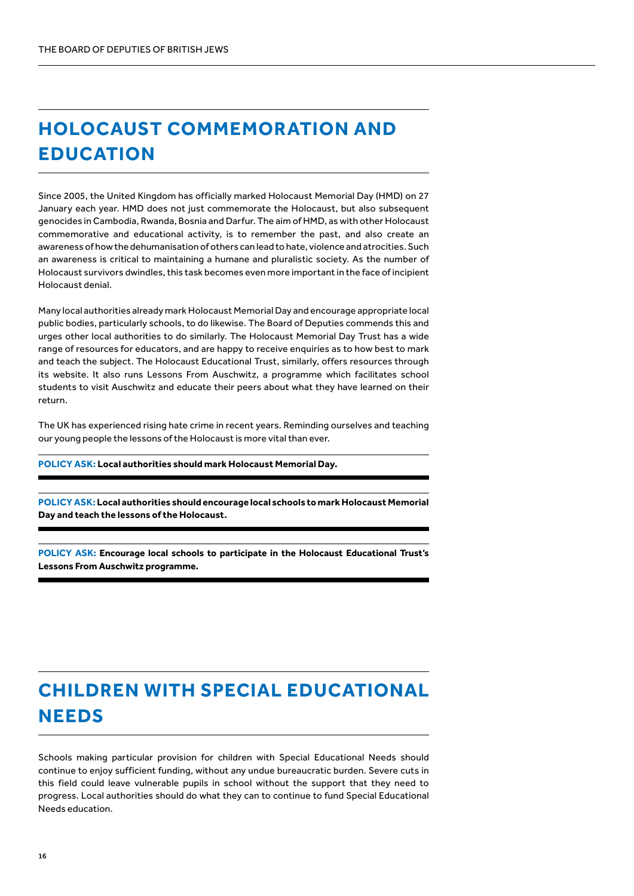## HOLOCAUST COMMEMORATION AND EDUCATION

Since 2005, the United Kingdom has officially marked Holocaust Memorial Day (HMD) on 27 January each year. HMD does not just commemorate the Holocaust, but also subsequent genocides in Cambodia, Rwanda, Bosnia and Darfur. The aim of HMD, as with other Holocaust commemorative and educational activity, is to remember the past, and also create an awareness of how the dehumanisation of others can lead to hate, violence and atrocities. Such an awareness is critical to maintaining a humane and pluralistic society. As the number of Holocaust survivors dwindles, this task becomes even more important in the face of incipient Holocaust denial.

Many local authorities already mark Holocaust Memorial Day and encourage appropriate local public bodies, particularly schools, to do likewise. The Board of Deputies commends this and urges other local authorities to do similarly. The Holocaust Memorial Day Trust has a wide range of resources for educators, and are happy to receive enquiries as to how best to mark and teach the subject. The Holocaust Educational Trust, similarly, offers resources through its website. It also runs Lessons From Auschwitz, a programme which facilitates school students to visit Auschwitz and educate their peers about what they have learned on their return.

The UK has experienced rising hate crime in recent years. Reminding ourselves and teaching our young people the lessons of the Holocaust is more vital than ever.

**POLICY ASK: Local authorities should mark Holocaust Memorial Day.**

**POLICY ASK: Local authorities should encourage local schools to mark Holocaust Memorial Day and teach the lessons of the Holocaust.**

**POLICY ASK: Encourage local schools to participate in the Holocaust Educational Trust's Lessons From Auschwitz programme.**

## CHILDREN WITH SPECIAL EDUCATIONAL NEEDS

Schools making particular provision for children with Special Educational Needs should continue to enjoy sufficient funding, without any undue bureaucratic burden. Severe cuts in this field could leave vulnerable pupils in school without the support that they need to progress. Local authorities should do what they can to continue to fund Special Educational Needs education.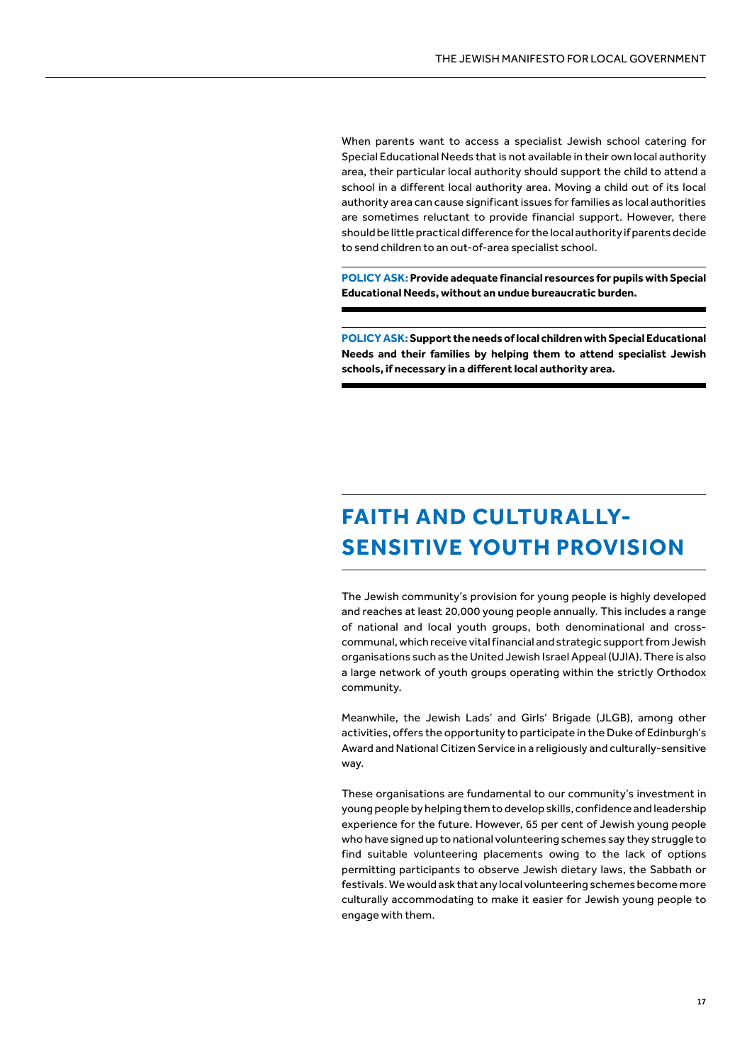When parents want to access a specialist Jewish school catering for Special Educational Needs that is not available in their own local authority area, their particular local authority should support the child to attend a school in a different local authority area. Moving a child out of its local authority area can cause significant issues for families as local authorities are sometimes reluctant to provide financial support. However, there should be little practical difference for the local authority if parents decide to send children to an out-of-area specialist school.

**POLICY ASK: Provide adequate financial resources for pupils with Special Educational Needs, without an undue bureaucratic burden.**

**POLICY ASK: Support the needs of local children with Special Educational Needs and their families by helping them to attend specialist Jewish schools, if necessary in a different local authority area.**

## FAITH AND CULTURALLY-SENSITIVE YOUTH PROVISION

The Jewish community's provision for young people is highly developed and reaches at least 20,000 young people annually. This includes a range of national and local youth groups, both denominational and cross-communal, which receive vital financial and strategic support from Jewish organisations such as the United Jewish Israel Appeal (UJIA). There is also a large network of youth groups operating within the strictly Orthodox community.

Meanwhile, the Jewish Lads' and Girls' Brigade (JLGB), among other activities, offers the opportunity to participate in the Duke of Edinburgh's Award and National Citizen Service in a religiously and culturally-sensitive way.

These organisations are fundamental to our community's investment in young people by helping them to develop skills, confidence and leadership experience for the future. However, 65 per cent of Jewish young people who have signed up to national volunteering schemes say they struggle to find suitable volunteering placements owing to the lack of options permitting participants to observe Jewish dietary laws, the Sabbath or festivals. We would ask that any local volunteering schemes become more culturally accommodating to make it easier for Jewish young people to engage with them.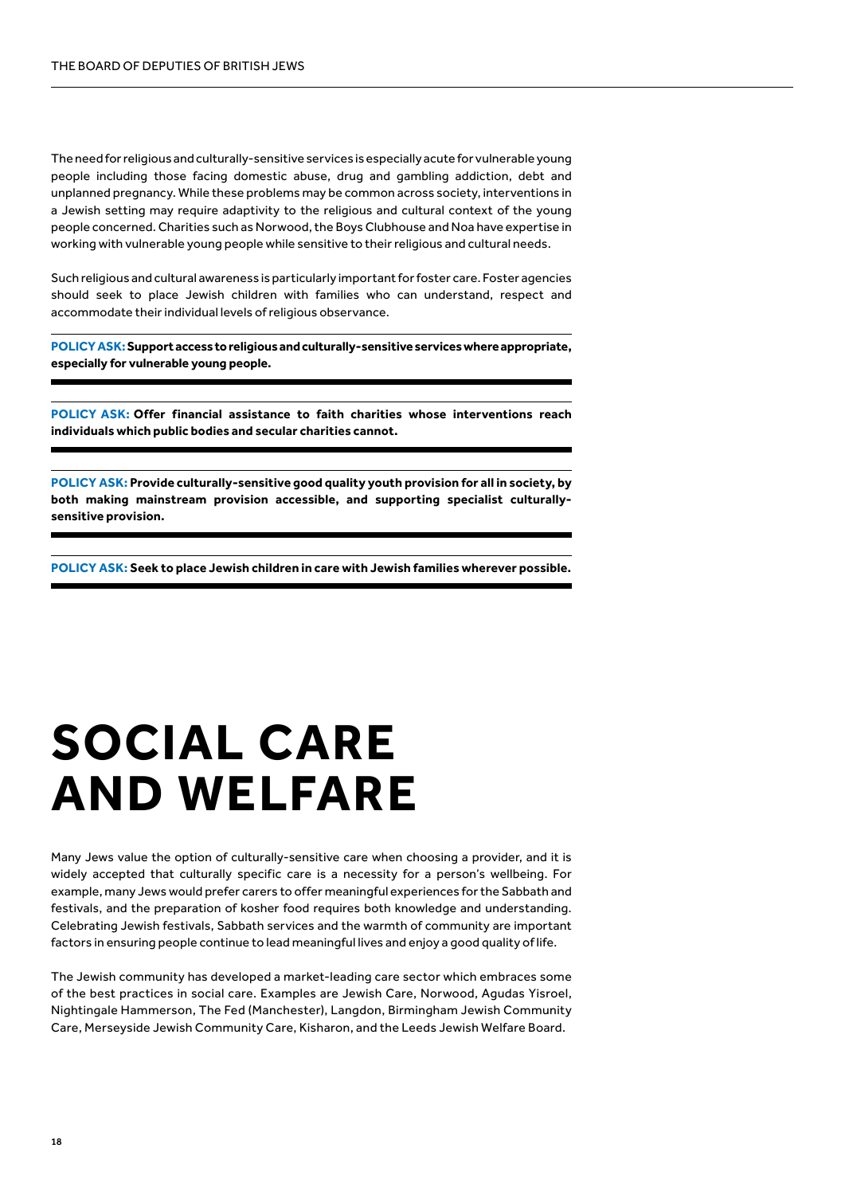The need for religious and culturally-sensitive services is especially acute for vulnerable young people including those facing domestic abuse, drug and gambling addiction, debt and unplanned pregnancy. While these problems may be common across society, interventions in a Jewish setting may require adaptivity to the religious and cultural context of the young people concerned. Charities such as Norwood, the Boys Clubhouse and Noa have expertise in working with vulnerable young people while sensitive to their religious and cultural needs.

Such religious and cultural awareness is particularly important for foster care. Foster agencies should seek to place Jewish children with families who can understand, respect and accommodate their individual levels of religious observance.

**POLICY ASK: Support access to religious and culturally-sensitive services where appropriate, especially for vulnerable young people.**

**POLICY ASK: Offer financial assistance to faith charities whose interventions reach individuals which public bodies and secular charities cannot.**

**POLICY ASK: Provide culturally-sensitive good quality youth provision for all in society, by both making mainstream provision accessible, and supporting specialist culturally-sensitive provision.**

**POLICY ASK: Seek to place Jewish children in care with Jewish families wherever possible.**

# SOCIAL CARE AND WELFARE

Many Jews value the option of culturally-sensitive care when choosing a provider, and it is widely accepted that culturally specific care is a necessity for a person's wellbeing. For example, many Jews would prefer carers to offer meaningful experiences for the Sabbath and festivals, and the preparation of kosher food requires both knowledge and understanding. Celebrating Jewish festivals, Sabbath services and the warmth of community are important factors in ensuring people continue to lead meaningful lives and enjoy a good quality of life.

The Jewish community has developed a market-leading care sector which embraces some of the best practices in social care. Examples are Jewish Care, Norwood, Agudas Yisroel, Nightingale Hammerson, The Fed (Manchester), Langdon, Birmingham Jewish Community Care, Merseyside Jewish Community Care, Kisharon, and the Leeds Jewish Welfare Board.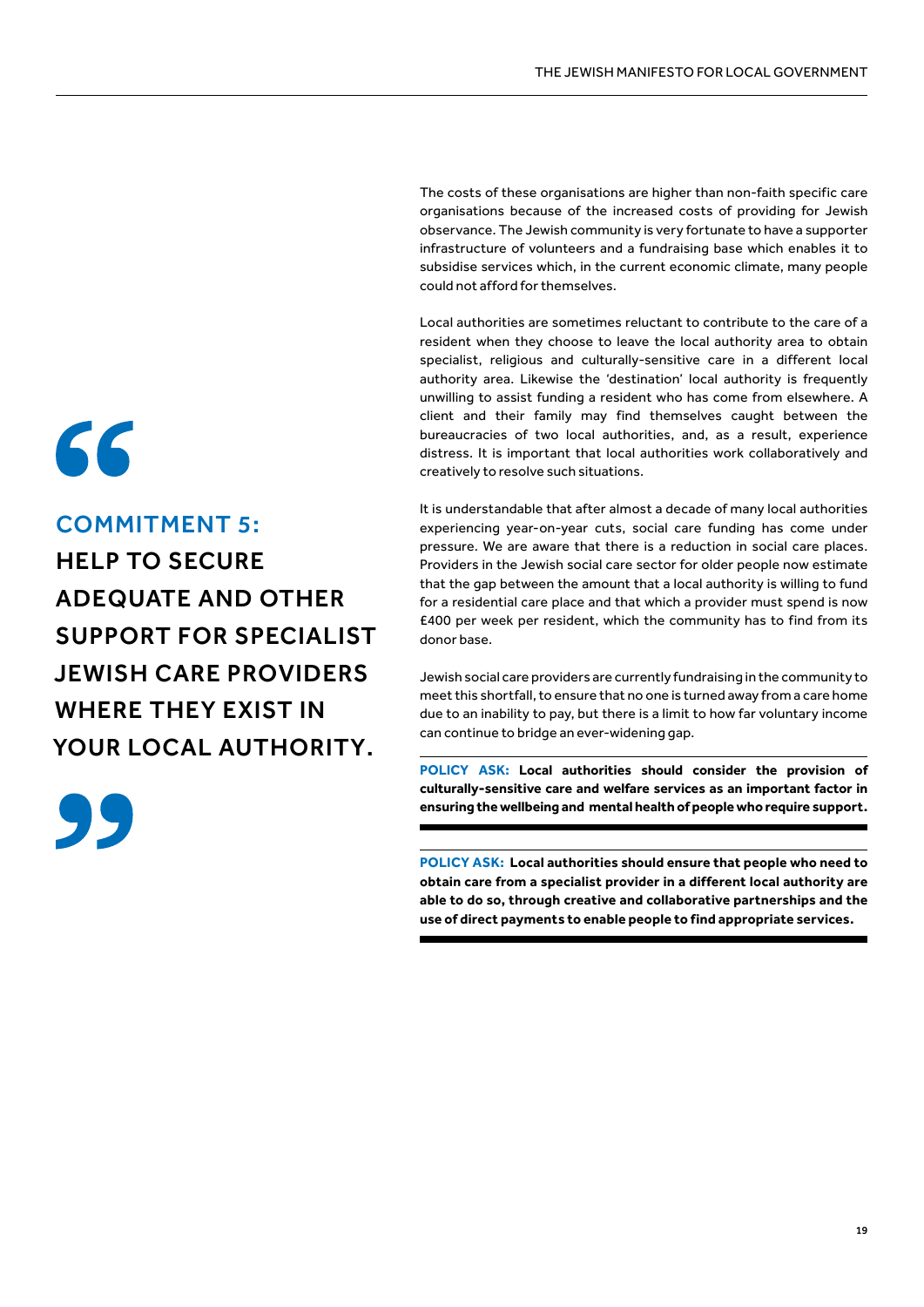## COMMITMENT 5: HELP TO SECURE ADEQUATE AND OTHER SUPPORT FOR SPECIALIST JEWISH CARE PROVIDERS WHERE THEY EXIST IN YOUR LOCAL AUTHORITY.

The costs of these organisations are higher than non-faith specific care organisations because of the increased costs of providing for Jewish observance. The Jewish community is very fortunate to have a supporter infrastructure of volunteers and a fundraising base which enables it to subsidise services which, in the current economic climate, many people could not afford for themselves.

Local authorities are sometimes reluctant to contribute to the care of a resident when they choose to leave the local authority area to obtain specialist, religious and culturally-sensitive care in a different local authority area. Likewise the 'destination' local authority is frequently unwilling to assist funding a resident who has come from elsewhere. A client and their family may find themselves caught between the bureaucracies of two local authorities, and, as a result, experience distress. It is important that local authorities work collaboratively and creatively to resolve such situations.

It is understandable that after almost a decade of many local authorities experiencing year-on-year cuts, social care funding has come under pressure. We are aware that there is a reduction in social care places. Providers in the Jewish social care sector for older people now estimate that the gap between the amount that a local authority is willing to fund for a residential care place and that which a provider must spend is now £400 per week per resident, which the community has to find from its donor base.

Jewish social care providers are currently fundraising in the community to meet this shortfall, to ensure that no one is turned away from a care home due to an inability to pay, but there is a limit to how far voluntary income can continue to bridge an ever-widening gap.

**POLICY ASK: Local authorities should consider the provision of culturally-sensitive care and welfare services as an important factor in ensuring the wellbeing and mental health of people who require support.**

**POLICY ASK: Local authorities should ensure that people who need to obtain care from a specialist provider in a different local authority are able to do so, through creative and collaborative partnerships and the use of direct payments to enable people to find appropriate services.**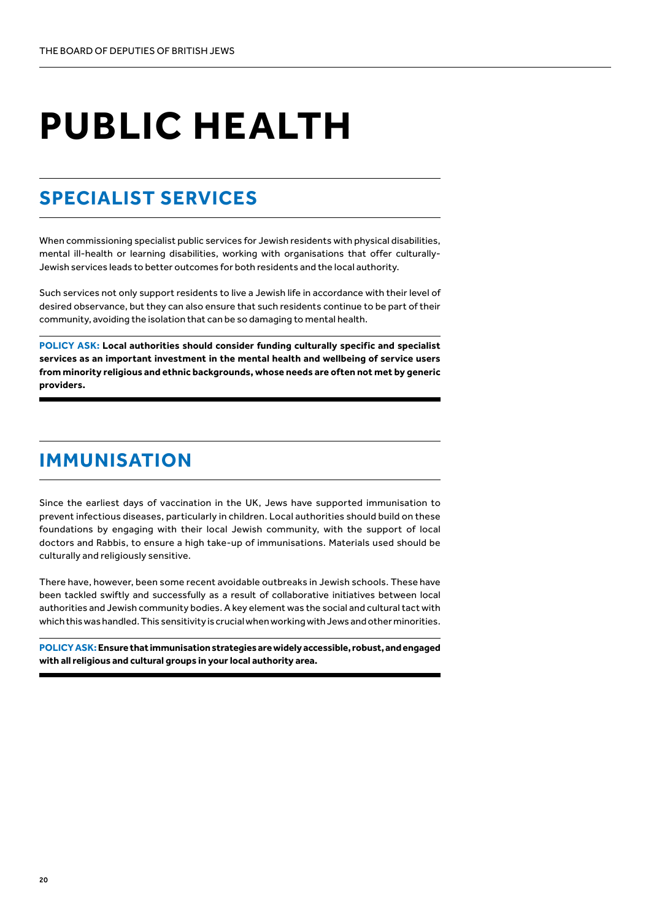# PUBLIC HEALTH

## SPECIALIST SERVICES

When commissioning specialist public services for Jewish residents with physical disabilities, mental ill-health or learning disabilities, working with organisations that offer culturally-Jewish services leads to better outcomes for both residents and the local authority.

Such services not only support residents to live a Jewish life in accordance with their level of desired observance, but they can also ensure that such residents continue to be part of their community, avoiding the isolation that can be so damaging to mental health.

**POLICY ASK: Local authorities should consider funding culturally specific and specialist services as an important investment in the mental health and wellbeing of service users from minority religious and ethnic backgrounds, whose needs are often not met by generic providers.**

## IMMUNISATION

Since the earliest days of vaccination in the UK, Jews have supported immunisation to prevent infectious diseases, particularly in children. Local authorities should build on these foundations by engaging with their local Jewish community, with the support of local doctors and Rabbis, to ensure a high take-up of immunisations. Materials used should be culturally and religiously sensitive.

There have, however, been some recent avoidable outbreaks in Jewish schools. These have been tackled swiftly and successfully as a result of collaborative initiatives between local authorities and Jewish community bodies. A key element was the social and cultural tact with which this was handled. This sensitivity is crucial when working with Jews and other minorities.

**POLICY ASK: Ensure that immunisation strategies are widely accessible, robust, and engaged with all religious and cultural groups in your local authority area.**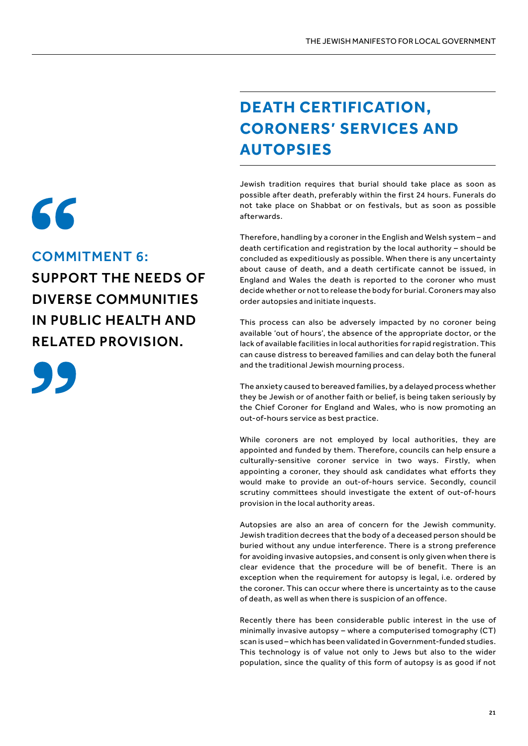> **COMMITMENT 6:**
> **SUPPORT THE NEEDS OF DIVERSE COMMUNITIES IN PUBLIC HEALTH AND RELATED PROVISION.**

## DEATH CERTIFICATION, CORONERS' SERVICES AND AUTOPSIES

Jewish tradition requires that burial should take place as soon as possible after death, preferably within the first 24 hours. Funerals do not take place on Shabbat or on festivals, but as soon as possible afterwards.

Therefore, handling by a coroner in the English and Welsh system – and death certification and registration by the local authority – should be concluded as expeditiously as possible. When there is any uncertainty about cause of death, and a death certificate cannot be issued, in England and Wales the death is reported to the coroner who must decide whether or not to release the body for burial. Coroners may also order autopsies and initiate inquests.

This process can also be adversely impacted by no coroner being available 'out of hours', the absence of the appropriate doctor, or the lack of available facilities in local authorities for rapid registration. This can cause distress to bereaved families and can delay both the funeral and the traditional Jewish mourning process.

The anxiety caused to bereaved families, by a delayed process whether they be Jewish or of another faith or belief, is being taken seriously by the Chief Coroner for England and Wales, who is now promoting an out-of-hours service as best practice.

While coroners are not employed by local authorities, they are appointed and funded by them. Therefore, councils can help ensure a culturally-sensitive coroner service in two ways. Firstly, when appointing a coroner, they should ask candidates what efforts they would make to provide an out-of-hours service. Secondly, council scrutiny committees should investigate the extent of out-of-hours provision in the local authority areas.

Autopsies are also an area of concern for the Jewish community. Jewish tradition decrees that the body of a deceased person should be buried without any undue interference. There is a strong preference for avoiding invasive autopsies, and consent is only given when there is clear evidence that the procedure will be of benefit. There is an exception when the requirement for autopsy is legal, i.e. ordered by the coroner. This can occur where there is uncertainty as to the cause of death, as well as when there is suspicion of an offence.

Recently there has been considerable public interest in the use of minimally invasive autopsy – where a computerised tomography (CT) scan is used – which has been validated in Government-funded studies. This technology is of value not only to Jews but also to the wider population, since the quality of this form of autopsy is as good if not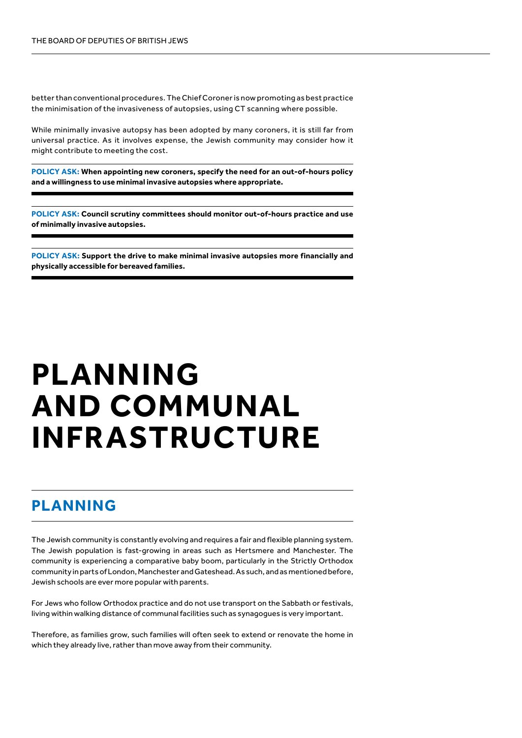better than conventional procedures. The Chief Coroner is now promoting as best practice the minimisation of the invasiveness of autopsies, using CT scanning where possible.

While minimally invasive autopsy has been adopted by many coroners, it is still far from universal practice. As it involves expense, the Jewish community may consider how it might contribute to meeting the cost.

**POLICY ASK: When appointing new coroners, specify the need for an out-of-hours policy and a willingness to use minimal invasive autopsies where appropriate.**

**POLICY ASK: Council scrutiny committees should monitor out-of-hours practice and use of minimally invasive autopsies.**

**POLICY ASK: Support the drive to make minimal invasive autopsies more financially and physically accessible for bereaved families.**

# PLANNING AND COMMUNAL INFRASTRUCTURE

## PLANNING

The Jewish community is constantly evolving and requires a fair and flexible planning system. The Jewish population is fast-growing in areas such as Hertsmere and Manchester. The community is experiencing a comparative baby boom, particularly in the Strictly Orthodox community in parts of London, Manchester and Gateshead. As such, and as mentioned before, Jewish schools are ever more popular with parents.

For Jews who follow Orthodox practice and do not use transport on the Sabbath or festivals, living within walking distance of communal facilities such as synagogues is very important.

Therefore, as families grow, such families will often seek to extend or renovate the home in which they already live, rather than move away from their community.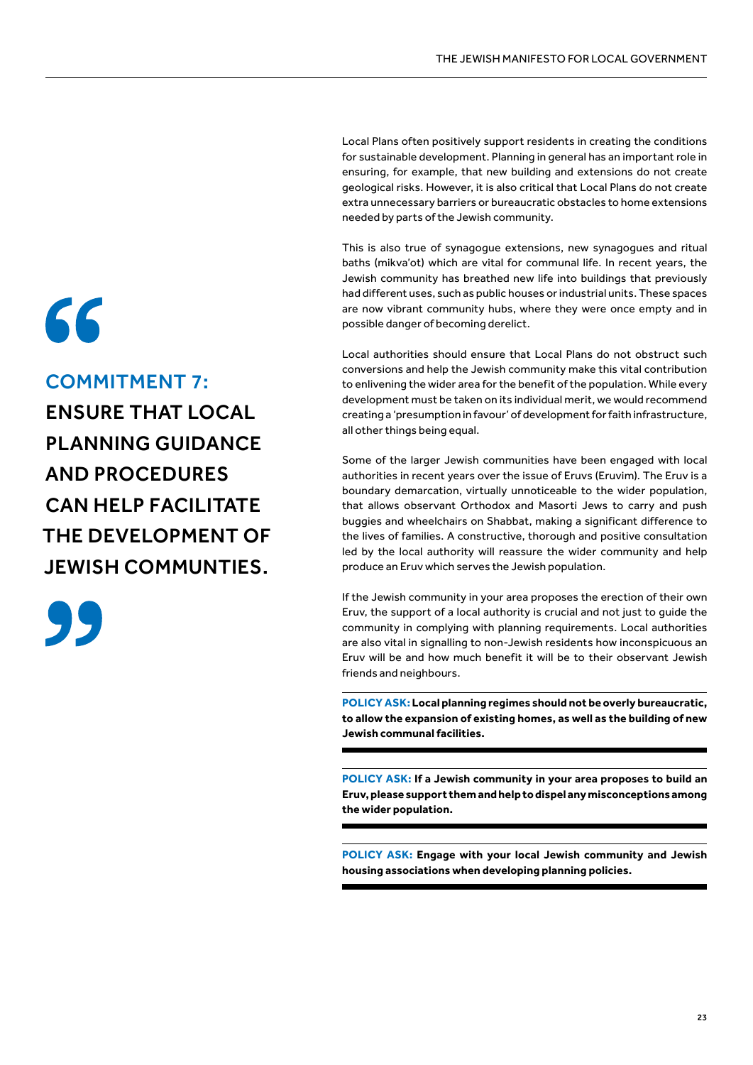## COMMITMENT 7: ENSURE THAT LOCAL PLANNING GUIDANCE AND PROCEDURES CAN HELP FACILITATE THE DEVELOPMENT OF JEWISH COMMUNTIES.

Local Plans often positively support residents in creating the conditions for sustainable development. Planning in general has an important role in ensuring, for example, that new building and extensions do not create geological risks. However, it is also critical that Local Plans do not create extra unnecessary barriers or bureaucratic obstacles to home extensions needed by parts of the Jewish community.

This is also true of synagogue extensions, new synagogues and ritual baths (mikva'ot) which are vital for communal life. In recent years, the Jewish community has breathed new life into buildings that previously had different uses, such as public houses or industrial units. These spaces are now vibrant community hubs, where they were once empty and in possible danger of becoming derelict.

Local authorities should ensure that Local Plans do not obstruct such conversions and help the Jewish community make this vital contribution to enlivening the wider area for the benefit of the population. While every development must be taken on its individual merit, we would recommend creating a 'presumption in favour' of development for faith infrastructure, all other things being equal.

Some of the larger Jewish communities have been engaged with local authorities in recent years over the issue of Eruvs (Eruvim). The Eruv is a boundary demarcation, virtually unnoticeable to the wider population, that allows observant Orthodox and Masorti Jews to carry and push buggies and wheelchairs on Shabbat, making a significant difference to the lives of families. A constructive, thorough and positive consultation led by the local authority will reassure the wider community and help produce an Eruv which serves the Jewish population.

If the Jewish community in your area proposes the erection of their own Eruv, the support of a local authority is crucial and not just to guide the community in complying with planning requirements. Local authorities are also vital in signalling to non-Jewish residents how inconspicuous an Eruv will be and how much benefit it will be to their observant Jewish friends and neighbours.

**POLICY ASK: Local planning regimes should not be overly bureaucratic, to allow the expansion of existing homes, as well as the building of new Jewish communal facilities.**

**POLICY ASK: If a Jewish community in your area proposes to build an Eruv, please support them and help to dispel any misconceptions among the wider population.**

**POLICY ASK: Engage with your local Jewish community and Jewish housing associations when developing planning policies.**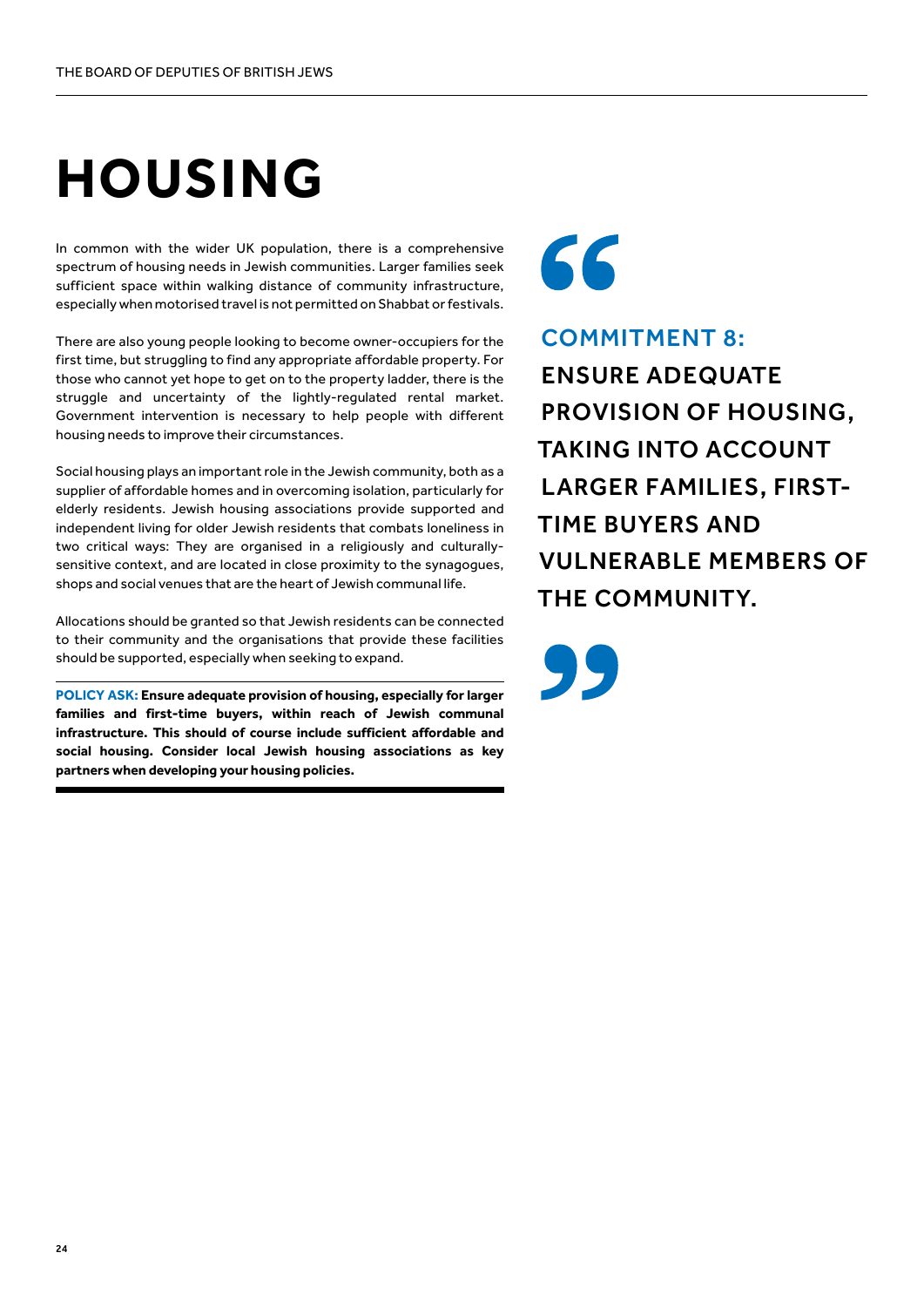# HOUSING

In common with the wider UK population, there is a comprehensive spectrum of housing needs in Jewish communities. Larger families seek sufficient space within walking distance of community infrastructure, especially when motorised travel is not permitted on Shabbat or festivals.

There are also young people looking to become owner-occupiers for the first time, but struggling to find any appropriate affordable property. For those who cannot yet hope to get on to the property ladder, there is the struggle and uncertainty of the lightly-regulated rental market. Government intervention is necessary to help people with different housing needs to improve their circumstances.

Social housing plays an important role in the Jewish community, both as a supplier of affordable homes and in overcoming isolation, particularly for elderly residents. Jewish housing associations provide supported and independent living for older Jewish residents that combats loneliness in two critical ways: They are organised in a religiously and culturally-sensitive context, and are located in close proximity to the synagogues, shops and social venues that are the heart of Jewish communal life.

Allocations should be granted so that Jewish residents can be connected to their community and the organisations that provide these facilities should be supported, especially when seeking to expand.

**POLICY ASK: Ensure adequate provision of housing, especially for larger families and first-time buyers, within reach of Jewish communal infrastructure. This should of course include sufficient affordable and social housing. Consider local Jewish housing associations as key partners when developing your housing policies.**

> **COMMITMENT 8:**
> **ENSURE ADEQUATE PROVISION OF HOUSING, TAKING INTO ACCOUNT LARGER FAMILIES, FIRST-TIME BUYERS AND VULNERABLE MEMBERS OF THE COMMUNITY.**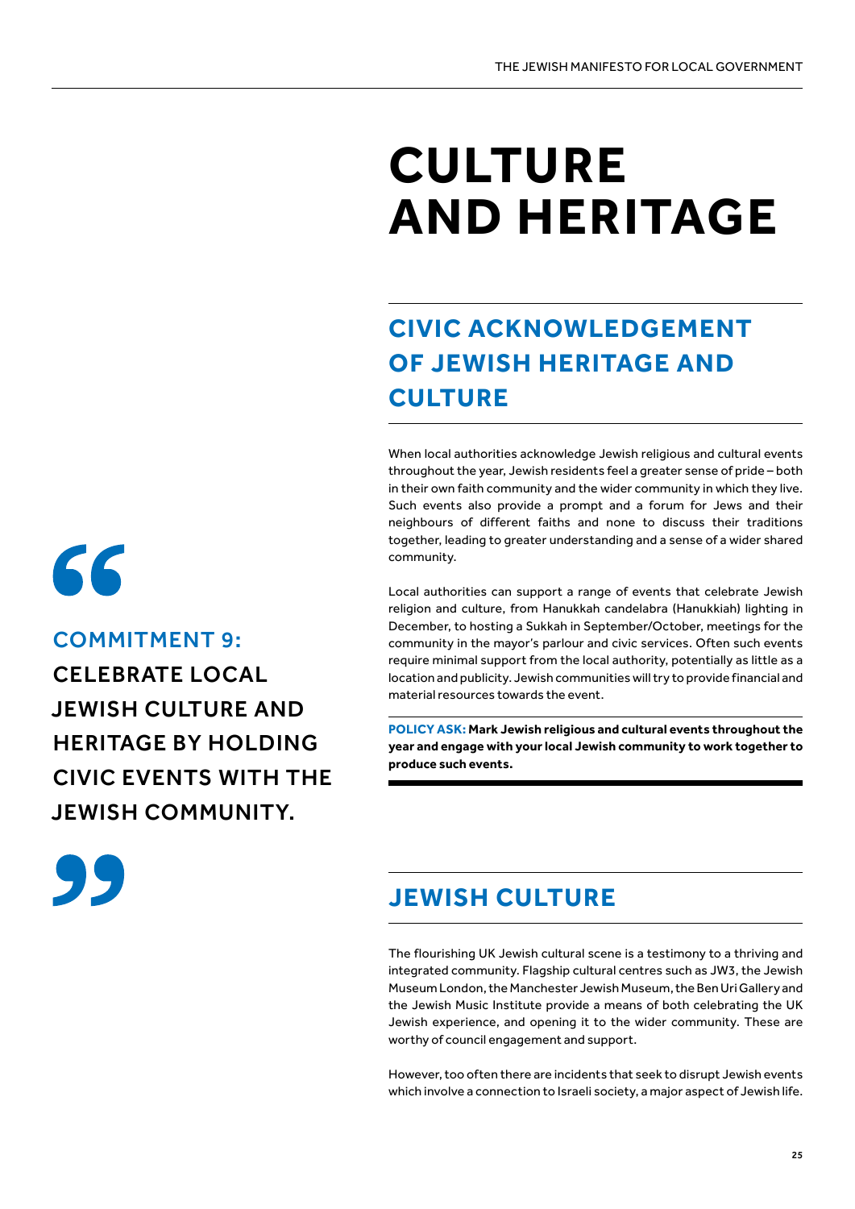# CULTURE AND HERITAGE

## CIVIC ACKNOWLEDGEMENT OF JEWISH HERITAGE AND CULTURE

> **COMMITMENT 9:**
> **CELEBRATE LOCAL JEWISH CULTURE AND HERITAGE BY HOLDING CIVIC EVENTS WITH THE JEWISH COMMUNITY.**

When local authorities acknowledge Jewish religious and cultural events throughout the year, Jewish residents feel a greater sense of pride – both in their own faith community and the wider community in which they live. Such events also provide a prompt and a forum for Jews and their neighbours of different faiths and none to discuss their traditions together, leading to greater understanding and a sense of a wider shared community.

Local authorities can support a range of events that celebrate Jewish religion and culture, from Hanukkah candelabra (Hanukkiah) lighting in December, to hosting a Sukkah in September/October, meetings for the community in the mayor's parlour and civic services. Often such events require minimal support from the local authority, potentially as little as a location and publicity. Jewish communities will try to provide financial and material resources towards the event.

**POLICY ASK: Mark Jewish religious and cultural events throughout the year and engage with your local Jewish community to work together to produce such events.**

## JEWISH CULTURE

The flourishing UK Jewish cultural scene is a testimony to a thriving and integrated community. Flagship cultural centres such as JW3, the Jewish Museum London, the Manchester Jewish Museum, the Ben Uri Gallery and the Jewish Music Institute provide a means of both celebrating the UK Jewish experience, and opening it to the wider community. These are worthy of council engagement and support.

However, too often there are incidents that seek to disrupt Jewish events which involve a connection to Israeli society, a major aspect of Jewish life.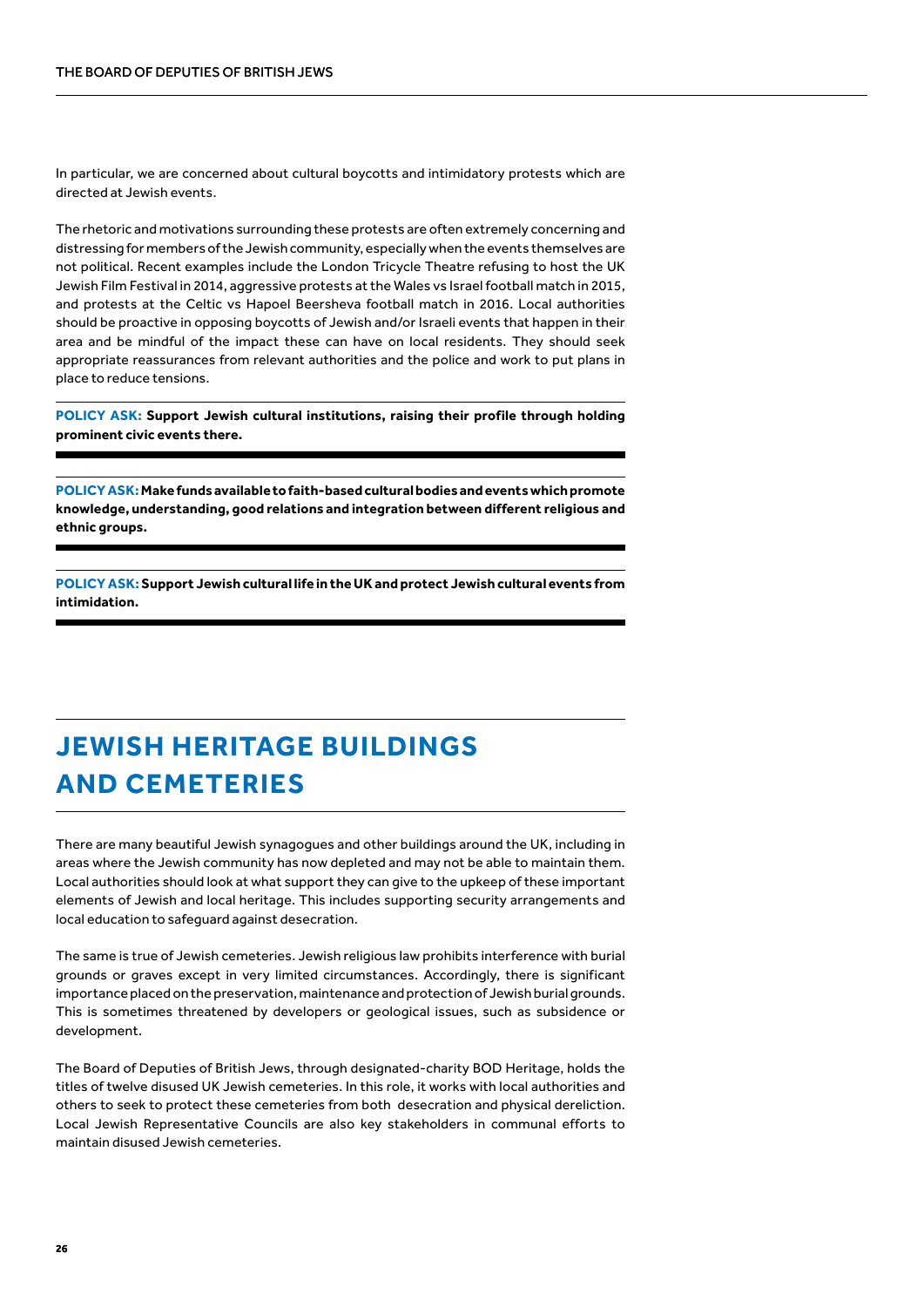In particular, we are concerned about cultural boycotts and intimidatory protests which are directed at Jewish events.

The rhetoric and motivations surrounding these protests are often extremely concerning and distressing for members of the Jewish community, especially when the events themselves are not political. Recent examples include the London Tricycle Theatre refusing to host the UK Jewish Film Festival in 2014, aggressive protests at the Wales vs Israel football match in 2015, and protests at the Celtic vs Hapoel Beersheva football match in 2016. Local authorities should be proactive in opposing boycotts of Jewish and/or Israeli events that happen in their area and be mindful of the impact these can have on local residents. They should seek appropriate reassurances from relevant authorities and the police and work to put plans in place to reduce tensions.

**POLICY ASK: Support Jewish cultural institutions, raising their profile through holding prominent civic events there.**

**POLICY ASK: Make funds available to faith-based cultural bodies and events which promote knowledge, understanding, good relations and integration between different religious and ethnic groups.**

**POLICY ASK: Support Jewish cultural life in the UK and protect Jewish cultural events from intimidation.**

## JEWISH HERITAGE BUILDINGS AND CEMETERIES

There are many beautiful Jewish synagogues and other buildings around the UK, including in areas where the Jewish community has now depleted and may not be able to maintain them. Local authorities should look at what support they can give to the upkeep of these important elements of Jewish and local heritage. This includes supporting security arrangements and local education to safeguard against desecration.

The same is true of Jewish cemeteries. Jewish religious law prohibits interference with burial grounds or graves except in very limited circumstances. Accordingly, there is significant importance placed on the preservation, maintenance and protection of Jewish burial grounds. This is sometimes threatened by developers or geological issues, such as subsidence or development.

The Board of Deputies of British Jews, through designated-charity BOD Heritage, holds the titles of twelve disused UK Jewish cemeteries. In this role, it works with local authorities and others to seek to protect these cemeteries from both desecration and physical dereliction. Local Jewish Representative Councils are also key stakeholders in communal efforts to maintain disused Jewish cemeteries.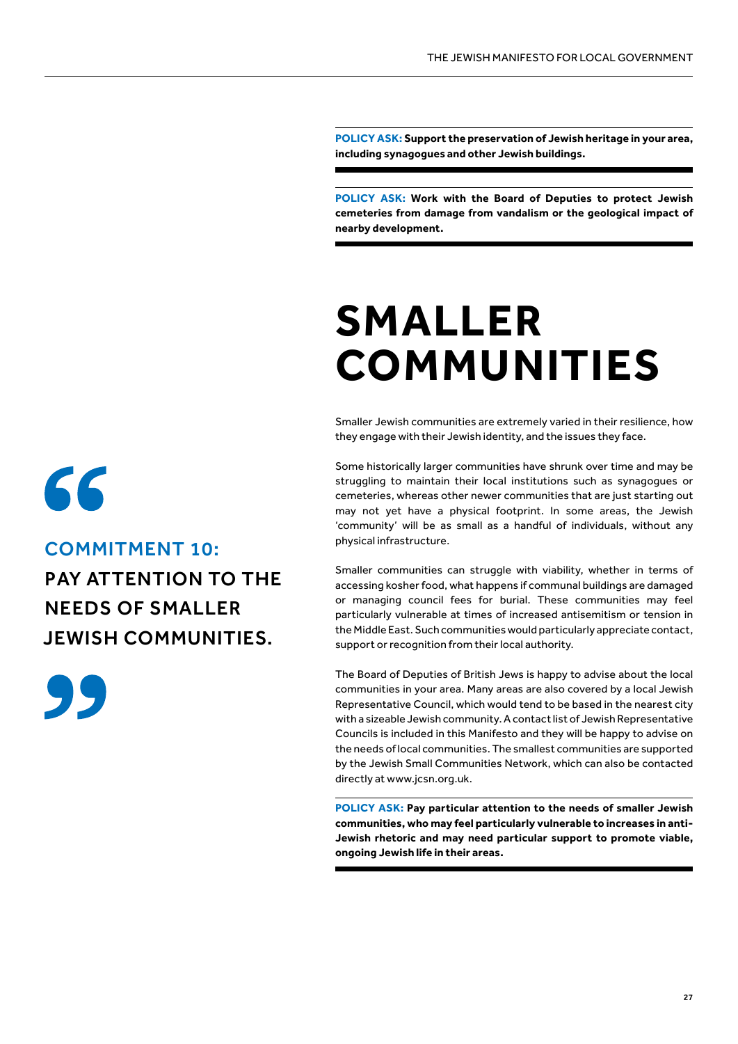**POLICY ASK: Support the preservation of Jewish heritage in your area, including synagogues and other Jewish buildings.**

**POLICY ASK: Work with the Board of Deputies to protect Jewish cemeteries from damage from vandalism or the geological impact of nearby development.**

# SMALLER COMMUNITIES

> **COMMITMENT 10:**
> **PAY ATTENTION TO THE NEEDS OF SMALLER JEWISH COMMUNITIES.**

Smaller Jewish communities are extremely varied in their resilience, how they engage with their Jewish identity, and the issues they face.

Some historically larger communities have shrunk over time and may be struggling to maintain their local institutions such as synagogues or cemeteries, whereas other newer communities that are just starting out may not yet have a physical footprint. In some areas, the Jewish 'community' will be as small as a handful of individuals, without any physical infrastructure.

Smaller communities can struggle with viability, whether in terms of accessing kosher food, what happens if communal buildings are damaged or managing council fees for burial. These communities may feel particularly vulnerable at times of increased antisemitism or tension in the Middle East. Such communities would particularly appreciate contact, support or recognition from their local authority.

The Board of Deputies of British Jews is happy to advise about the local communities in your area. Many areas are also covered by a local Jewish Representative Council, which would tend to be based in the nearest city with a sizeable Jewish community. A contact list of Jewish Representative Councils is included in this Manifesto and they will be happy to advise on the needs of local communities. The smallest communities are supported by the Jewish Small Communities Network, which can also be contacted directly at www.jcsn.org.uk.

**POLICY ASK: Pay particular attention to the needs of smaller Jewish communities, who may feel particularly vulnerable to increases in anti-Jewish rhetoric and may need particular support to promote viable, ongoing Jewish life in their areas.**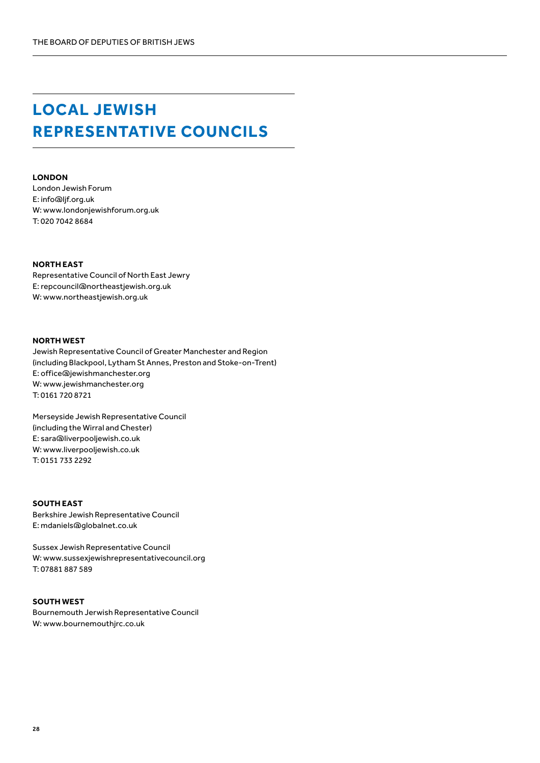# LOCAL JEWISH REPRESENTATIVE COUNCILS

**LONDON**
London Jewish Forum
E: info@ljf.org.uk
W: www.londonjewishforum.org.uk
T: 020 7042 8684

**NORTH EAST**
Representative Council of North East Jewry
E: repcouncil@northeastjewish.org.uk
W: www.northeastjewish.org.uk

**NORTH WEST**
Jewish Representative Council of Greater Manchester and Region
(including Blackpool, Lytham St Annes, Preston and Stoke-on-Trent)
E: office@jewishmanchester.org
W: www.jewishmanchester.org
T: 0161 720 8721

Merseyside Jewish Representative Council
(including the Wirral and Chester)
E: sara@liverpooljewish.co.uk
W: www.liverpooljewish.co.uk
T: 0151 733 2292

**SOUTH EAST**
Berkshire Jewish Representative Council
E: mdaniels@globalnet.co.uk

Sussex Jewish Representative Council
W: www.sussexjewishrepresentativecouncil.org
T: 07881 887 589

**SOUTH WEST**
Bournemouth Jerwish Representative Council
W: www.bournemouthjrc.co.uk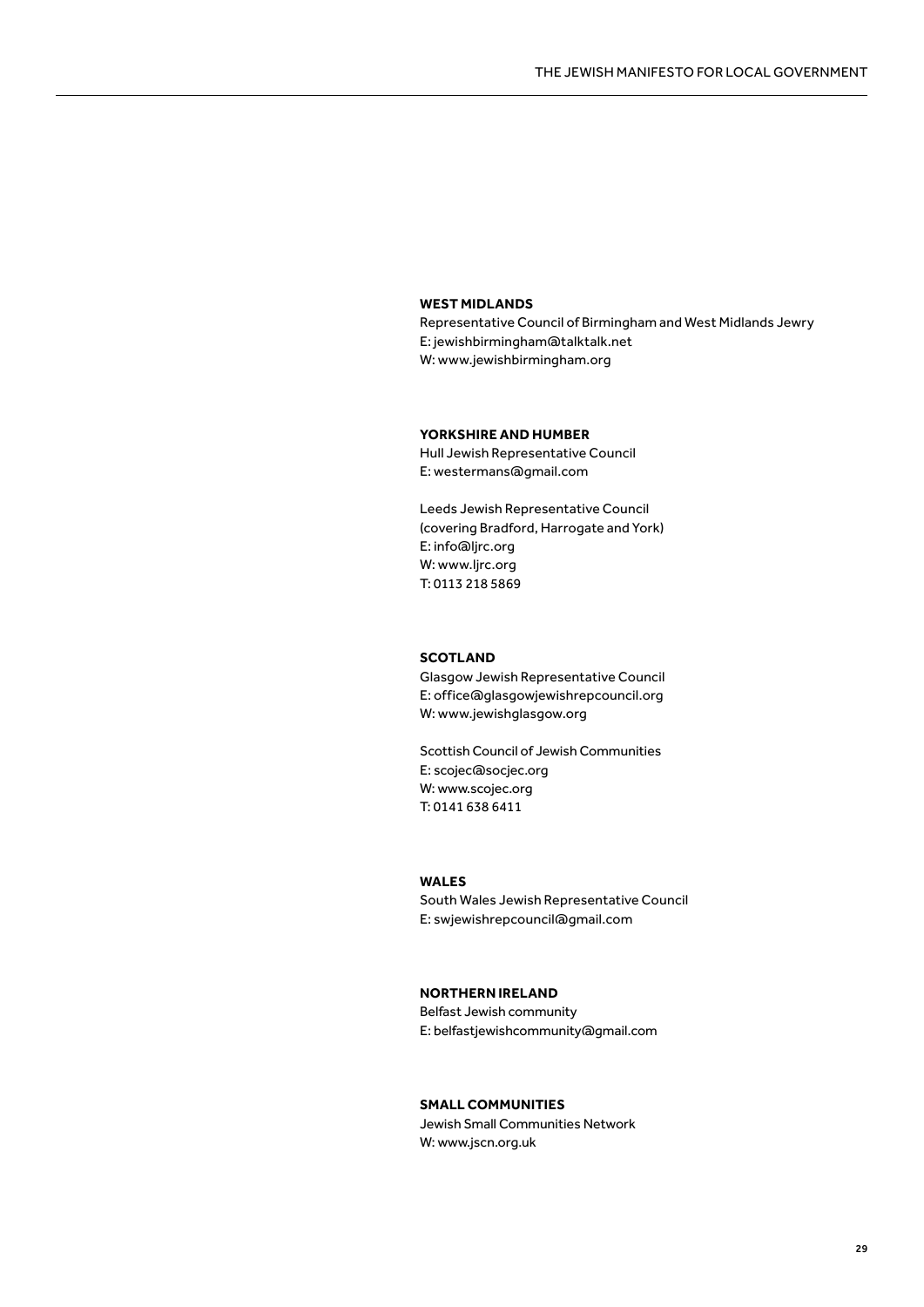**WEST MIDLANDS**

Representative Council of Birmingham and West Midlands Jewry
E: jewishbirmingham@talktalk.net
W: www.jewishbirmingham.org

**YORKSHIRE AND HUMBER**

Hull Jewish Representative Council
E: westermans@gmail.com

Leeds Jewish Representative Council
(covering Bradford, Harrogate and York)
E: info@ljrc.org
W: www.ljrc.org
T: 0113 218 5869

**SCOTLAND**

Glasgow Jewish Representative Council
E: office@glasgowjewishrepcouncil.org
W: www.jewishglasgow.org

Scottish Council of Jewish Communities
E: scojec@socjec.org
W: www.scojec.org
T: 0141 638 6411

**WALES**

South Wales Jewish Representative Council
E: swjewishrepcouncil@gmail.com

**NORTHERN IRELAND**

Belfast Jewish community
E: belfastjewishcommunity@gmail.com

**SMALL COMMUNITIES**

Jewish Small Communities Network
W: www.jscn.org.uk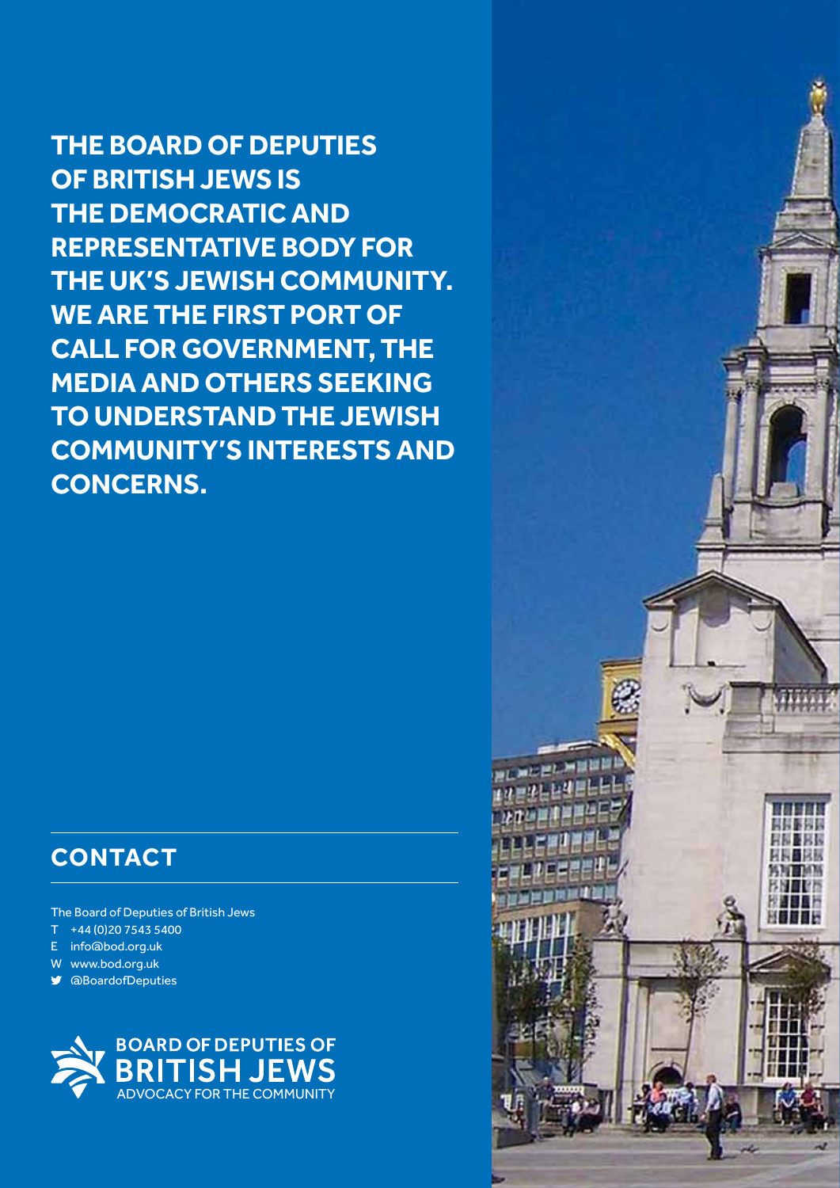**THE BOARD OF DEPUTIES OF BRITISH JEWS IS THE DEMOCRATIC AND REPRESENTATIVE BODY FOR THE UK'S JEWISH COMMUNITY. WE ARE THE FIRST PORT OF CALL FOR GOVERNMENT, THE MEDIA AND OTHERS SEEKING TO UNDERSTAND THE JEWISH COMMUNITY'S INTERESTS AND CONCERNS.**

## CONTACT

The Board of Deputies of British Jews
T +44 (0)20 7543 5400
E info@bod.org.uk
W www.bod.org.uk
@BoardofDeputies

BOARD OF DEPUTIES OF BRITISH JEWS
ADVOCACY FOR THE COMMUNITY